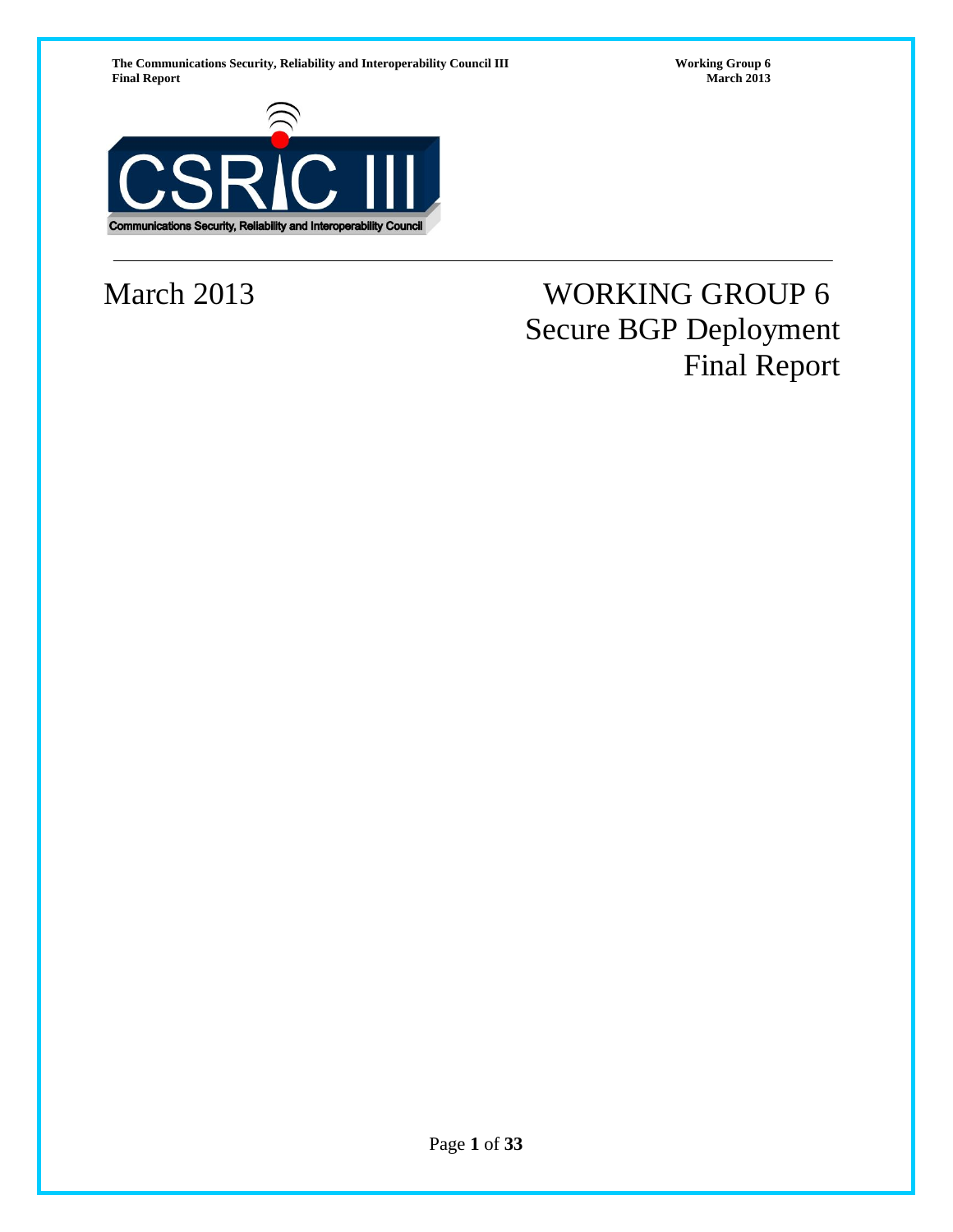March 2013

# WORKING GROUP 6
# Secure BGP Deployment
# Final Report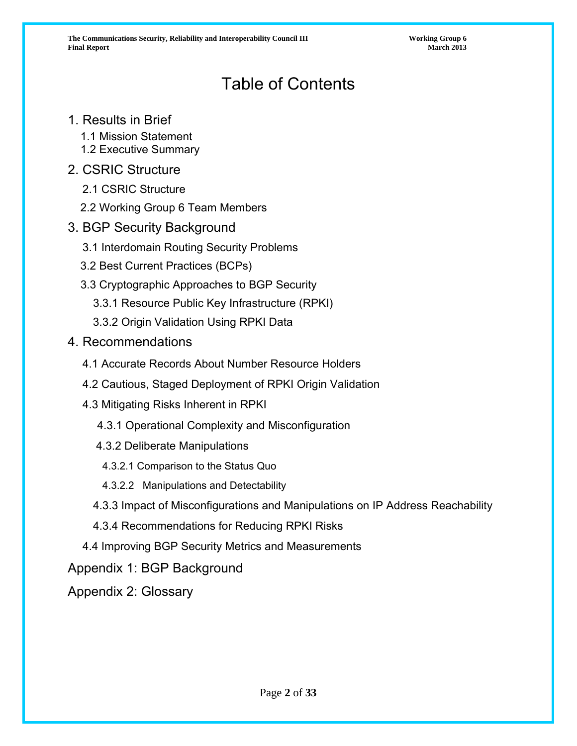# Table of Contents

1. Results in Brief
   - 1.1 Mission Statement
   - 1.2 Executive Summary
2. CSRIC Structure
   - 2.1 CSRIC Structure
   - 2.2 Working Group 6 Team Members
3. BGP Security Background
   - 3.1 Interdomain Routing Security Problems
   - 3.2 Best Current Practices (BCPs)
   - 3.3 Cryptographic Approaches to BGP Security
     - 3.3.1 Resource Public Key Infrastructure (RPKI)
     - 3.3.2 Origin Validation Using RPKI Data
4. Recommendations
   - 4.1 Accurate Records About Number Resource Holders
   - 4.2 Cautious, Staged Deployment of RPKI Origin Validation
   - 4.3 Mitigating Risks Inherent in RPKI
     - 4.3.1 Operational Complexity and Misconfiguration
     - 4.3.2 Deliberate Manipulations
       - 4.3.2.1 Comparison to the Status Quo
       - 4.3.2.2 Manipulations and Detectability
     - 4.3.3 Impact of Misconfigurations and Manipulations on IP Address Reachability
     - 4.3.4 Recommendations for Reducing RPKI Risks
   - 4.4 Improving BGP Security Metrics and Measurements

Appendix 1: BGP Background

Appendix 2: Glossary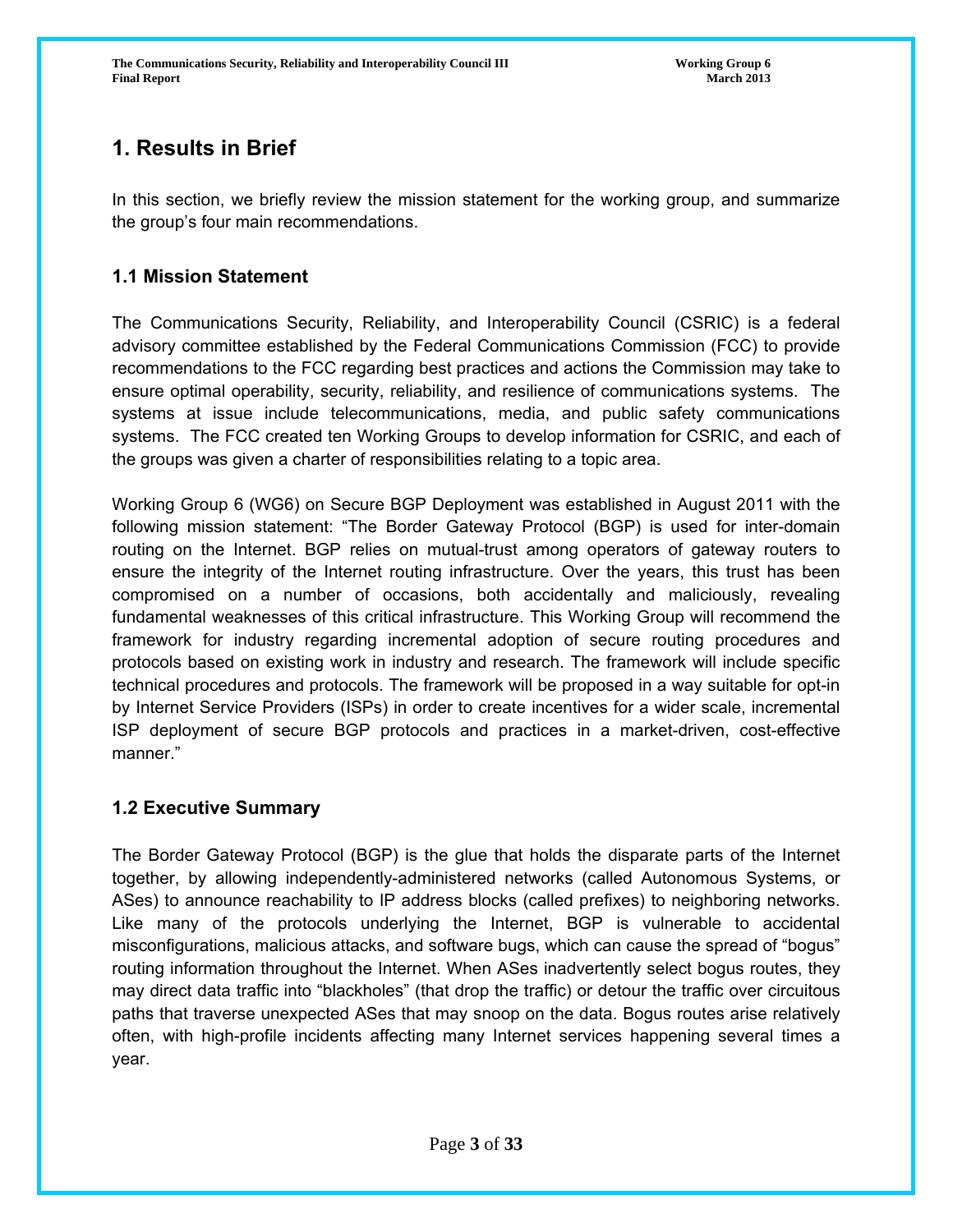# 1. Results in Brief

In this section, we briefly review the mission statement for the working group, and summarize the group's four main recommendations.

## 1.1 Mission Statement

The Communications Security, Reliability, and Interoperability Council (CSRIC) is a federal advisory committee established by the Federal Communications Commission (FCC) to provide recommendations to the FCC regarding best practices and actions the Commission may take to ensure optimal operability, security, reliability, and resilience of communications systems. The systems at issue include telecommunications, media, and public safety communications systems. The FCC created ten Working Groups to develop information for CSRIC, and each of the groups was given a charter of responsibilities relating to a topic area.

Working Group 6 (WG6) on Secure BGP Deployment was established in August 2011 with the following mission statement: "The Border Gateway Protocol (BGP) is used for inter-domain routing on the Internet. BGP relies on mutual-trust among operators of gateway routers to ensure the integrity of the Internet routing infrastructure. Over the years, this trust has been compromised on a number of occasions, both accidentally and maliciously, revealing fundamental weaknesses of this critical infrastructure. This Working Group will recommend the framework for industry regarding incremental adoption of secure routing procedures and protocols based on existing work in industry and research. The framework will include specific technical procedures and protocols. The framework will be proposed in a way suitable for opt-in by Internet Service Providers (ISPs) in order to create incentives for a wider scale, incremental ISP deployment of secure BGP protocols and practices in a market-driven, cost-effective manner."

## 1.2 Executive Summary

The Border Gateway Protocol (BGP) is the glue that holds the disparate parts of the Internet together, by allowing independently-administered networks (called Autonomous Systems, or ASes) to announce reachability to IP address blocks (called prefixes) to neighboring networks. Like many of the protocols underlying the Internet, BGP is vulnerable to accidental misconfigurations, malicious attacks, and software bugs, which can cause the spread of "bogus" routing information throughout the Internet. When ASes inadvertently select bogus routes, they may direct data traffic into "blackholes" (that drop the traffic) or detour the traffic over circuitous paths that traverse unexpected ASes that may snoop on the data. Bogus routes arise relatively often, with high-profile incidents affecting many Internet services happening several times a year.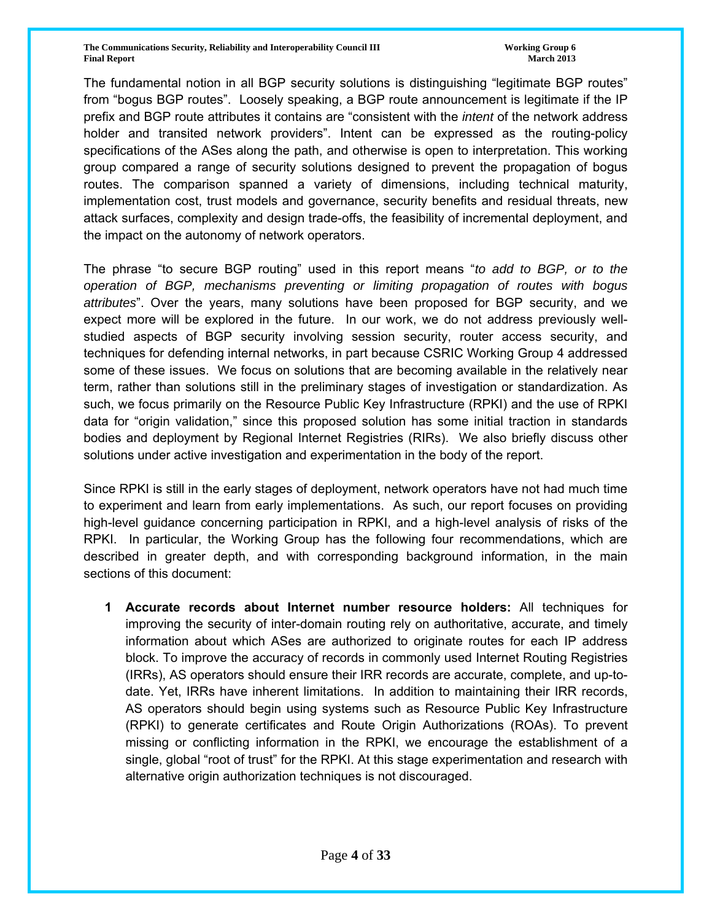The fundamental notion in all BGP security solutions is distinguishing "legitimate BGP routes" from "bogus BGP routes". Loosely speaking, a BGP route announcement is legitimate if the IP prefix and BGP route attributes it contains are "consistent with the *intent* of the network address holder and transited network providers". Intent can be expressed as the routing-policy specifications of the ASes along the path, and otherwise is open to interpretation. This working group compared a range of security solutions designed to prevent the propagation of bogus routes. The comparison spanned a variety of dimensions, including technical maturity, implementation cost, trust models and governance, security benefits and residual threats, new attack surfaces, complexity and design trade-offs, the feasibility of incremental deployment, and the impact on the autonomy of network operators.

The phrase "to secure BGP routing" used in this report means "*to add to BGP, or to the operation of BGP, mechanisms preventing or limiting propagation of routes with bogus attributes*". Over the years, many solutions have been proposed for BGP security, and we expect more will be explored in the future. In our work, we do not address previously well-studied aspects of BGP security involving session security, router access security, and techniques for defending internal networks, in part because CSRIC Working Group 4 addressed some of these issues. We focus on solutions that are becoming available in the relatively near term, rather than solutions still in the preliminary stages of investigation or standardization. As such, we focus primarily on the Resource Public Key Infrastructure (RPKI) and the use of RPKI data for "origin validation," since this proposed solution has some initial traction in standards bodies and deployment by Regional Internet Registries (RIRs). We also briefly discuss other solutions under active investigation and experimentation in the body of the report.

Since RPKI is still in the early stages of deployment, network operators have not had much time to experiment and learn from early implementations. As such, our report focuses on providing high-level guidance concerning participation in RPKI, and a high-level analysis of risks of the RPKI. In particular, the Working Group has the following four recommendations, which are described in greater depth, and with corresponding background information, in the main sections of this document:

1 **Accurate records about Internet number resource holders:** All techniques for improving the security of inter-domain routing rely on authoritative, accurate, and timely information about which ASes are authorized to originate routes for each IP address block. To improve the accuracy of records in commonly used Internet Routing Registries (IRRs), AS operators should ensure their IRR records are accurate, complete, and up-to-date. Yet, IRRs have inherent limitations. In addition to maintaining their IRR records, AS operators should begin using systems such as Resource Public Key Infrastructure (RPKI) to generate certificates and Route Origin Authorizations (ROAs). To prevent missing or conflicting information in the RPKI, we encourage the establishment of a single, global "root of trust" for the RPKI. At this stage experimentation and research with alternative origin authorization techniques is not discouraged.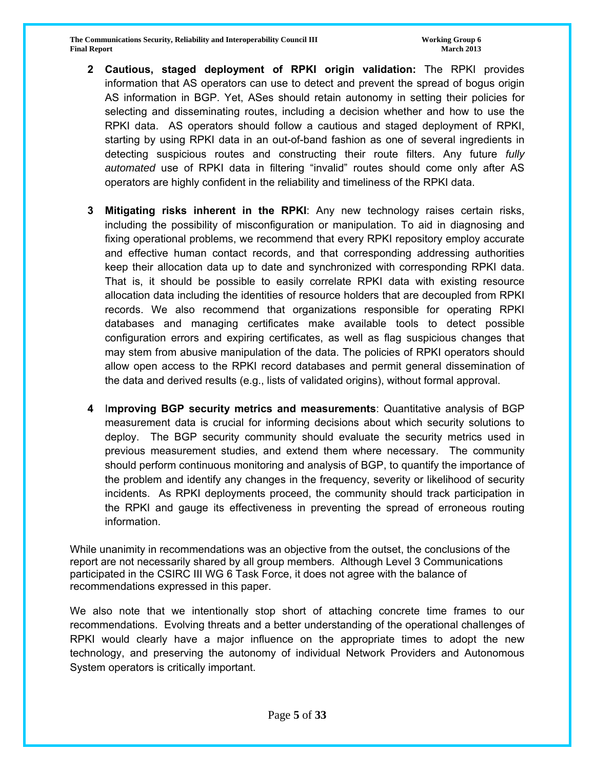2. **Cautious, staged deployment of RPKI origin validation:** The RPKI provides information that AS operators can use to detect and prevent the spread of bogus origin AS information in BGP. Yet, ASes should retain autonomy in setting their policies for selecting and disseminating routes, including a decision whether and how to use the RPKI data. AS operators should follow a cautious and staged deployment of RPKI, starting by using RPKI data in an out-of-band fashion as one of several ingredients in detecting suspicious routes and constructing their route filters. Any future *fully automated* use of RPKI data in filtering "invalid" routes should come only after AS operators are highly confident in the reliability and timeliness of the RPKI data.

3. **Mitigating risks inherent in the RPKI**: Any new technology raises certain risks, including the possibility of misconfiguration or manipulation. To aid in diagnosing and fixing operational problems, we recommend that every RPKI repository employ accurate and effective human contact records, and that corresponding addressing authorities keep their allocation data up to date and synchronized with corresponding RPKI data. That is, it should be possible to easily correlate RPKI data with existing resource allocation data including the identities of resource holders that are decoupled from RPKI records. We also recommend that organizations responsible for operating RPKI databases and managing certificates make available tools to detect possible configuration errors and expiring certificates, as well as flag suspicious changes that may stem from abusive manipulation of the data. The policies of RPKI operators should allow open access to the RPKI record databases and permit general dissemination of the data and derived results (e.g., lists of validated origins), without formal approval.

4. I**mproving BGP security metrics and measurements**: Quantitative analysis of BGP measurement data is crucial for informing decisions about which security solutions to deploy. The BGP security community should evaluate the security metrics used in previous measurement studies, and extend them where necessary. The community should perform continuous monitoring and analysis of BGP, to quantify the importance of the problem and identify any changes in the frequency, severity or likelihood of security incidents. As RPKI deployments proceed, the community should track participation in the RPKI and gauge its effectiveness in preventing the spread of erroneous routing information.

While unanimity in recommendations was an objective from the outset, the conclusions of the report are not necessarily shared by all group members. Although Level 3 Communications participated in the CSIRC III WG 6 Task Force, it does not agree with the balance of recommendations expressed in this paper.

We also note that we intentionally stop short of attaching concrete time frames to our recommendations. Evolving threats and a better understanding of the operational challenges of RPKI would clearly have a major influence on the appropriate times to adopt the new technology, and preserving the autonomy of individual Network Providers and Autonomous System operators is critically important.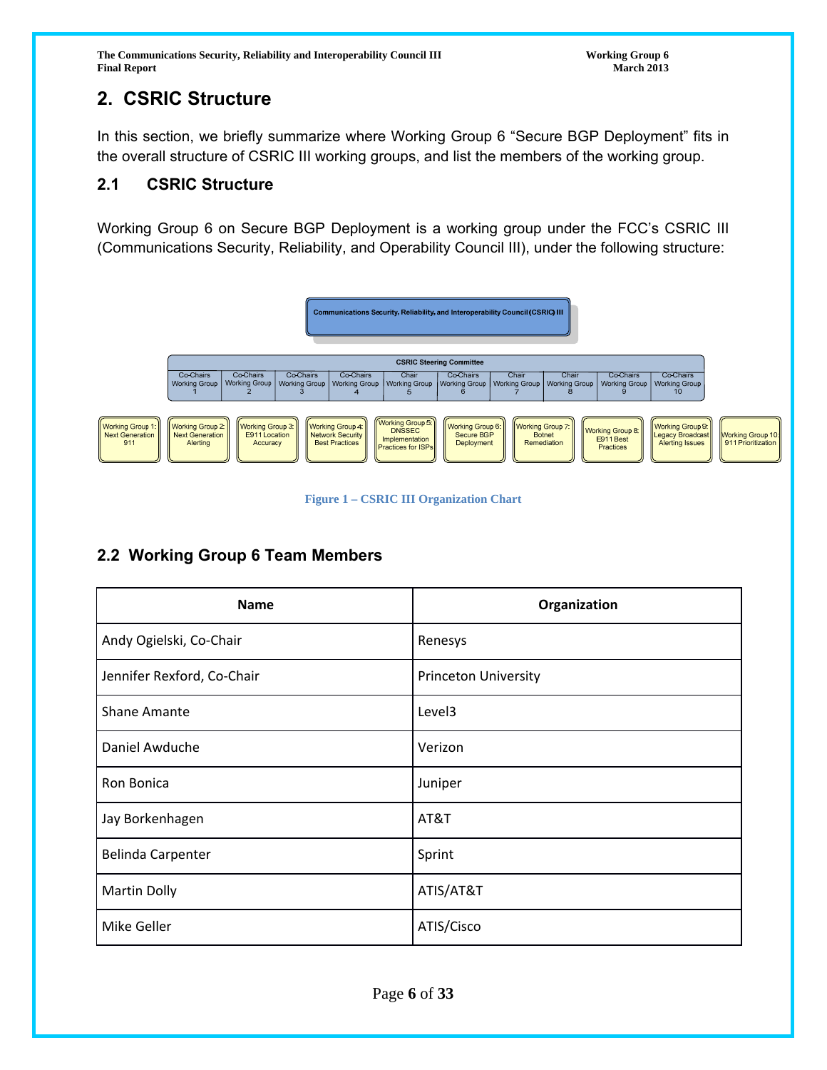## 2. CSRIC Structure

In this section, we briefly summarize where Working Group 6 "Secure BGP Deployment" fits in the overall structure of CSRIC III working groups, and list the members of the working group.

### 2.1 CSRIC Structure

Working Group 6 on Secure BGP Deployment is a working group under the FCC's CSRIC III (Communications Security, Reliability, and Operability Council III), under the following structure:

Communications Security, Reliability, and Interoperability Council (CSRIC) III

CSRIC Steering Committee

| Co-Chairs Working Group 1 | Co-Chairs Working Group 2 | Co-Chairs Working Group 3 | Co-Chairs Working Group 4 | Chair Working Group 5 | Co-Chairs Working Group 6 | Chair Working Group 7 | Chair Working Group 8 | Co-Chairs Working Group 9 | Co-Chairs Working Group 10 |
|---|---|---|---|---|---|---|---|---|---|

Working Group 1: Next Generation 911 | Working Group 2: Next Generation Alerting | Working Group 3: E911 Location Accuracy | Working Group 4: Network Security Best Practices | Working Group 5: DNSSEC Implementation Practices for ISPs | Working Group 6: Secure BGP Deployment | Working Group 7: Botnet Remediation | Working Group 8: E911 Best Practices | Working Group 9: Legacy Broadcast Alerting Issues | Working Group 10: 911 Prioritization

**Figure 1 – CSRIC III Organization Chart**

### 2.2 Working Group 6 Team Members

| Name | Organization |
|---|---|
| Andy Ogielski, Co-Chair | Renesys |
| Jennifer Rexford, Co-Chair | Princeton University |
| Shane Amante | Level3 |
| Daniel Awduche | Verizon |
| Ron Bonica | Juniper |
| Jay Borkenhagen | AT&T |
| Belinda Carpenter | Sprint |
| Martin Dolly | ATIS/AT&T |
| Mike Geller | ATIS/Cisco |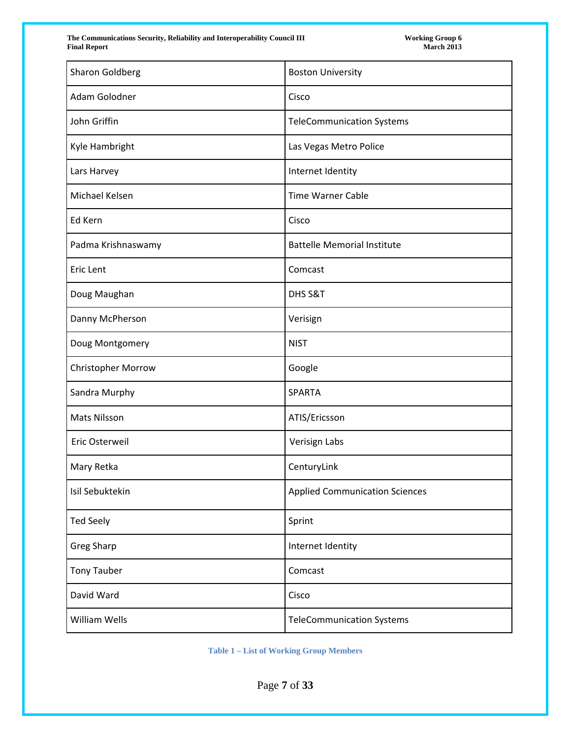| | |
|---|---|
| Sharon Goldberg | Boston University |
| Adam Golodner | Cisco |
| John Griffin | TeleCommunication Systems |
| Kyle Hambright | Las Vegas Metro Police |
| Lars Harvey | Internet Identity |
| Michael Kelsen | Time Warner Cable |
| Ed Kern | Cisco |
| Padma Krishnaswamy | Battelle Memorial Institute |
| Eric Lent | Comcast |
| Doug Maughan | DHS S&T |
| Danny McPherson | Verisign |
| Doug Montgomery | NIST |
| Christopher Morrow | Google |
| Sandra Murphy | SPARTA |
| Mats Nilsson | ATIS/Ericsson |
| Eric Osterweil | Verisign Labs |
| Mary Retka | CenturyLink |
| Isil Sebuktekin | Applied Communication Sciences |
| Ted Seely | Sprint |
| Greg Sharp | Internet Identity |
| Tony Tauber | Comcast |
| David Ward | Cisco |
| William Wells | TeleCommunication Systems |

**Table 1 – List of Working Group Members**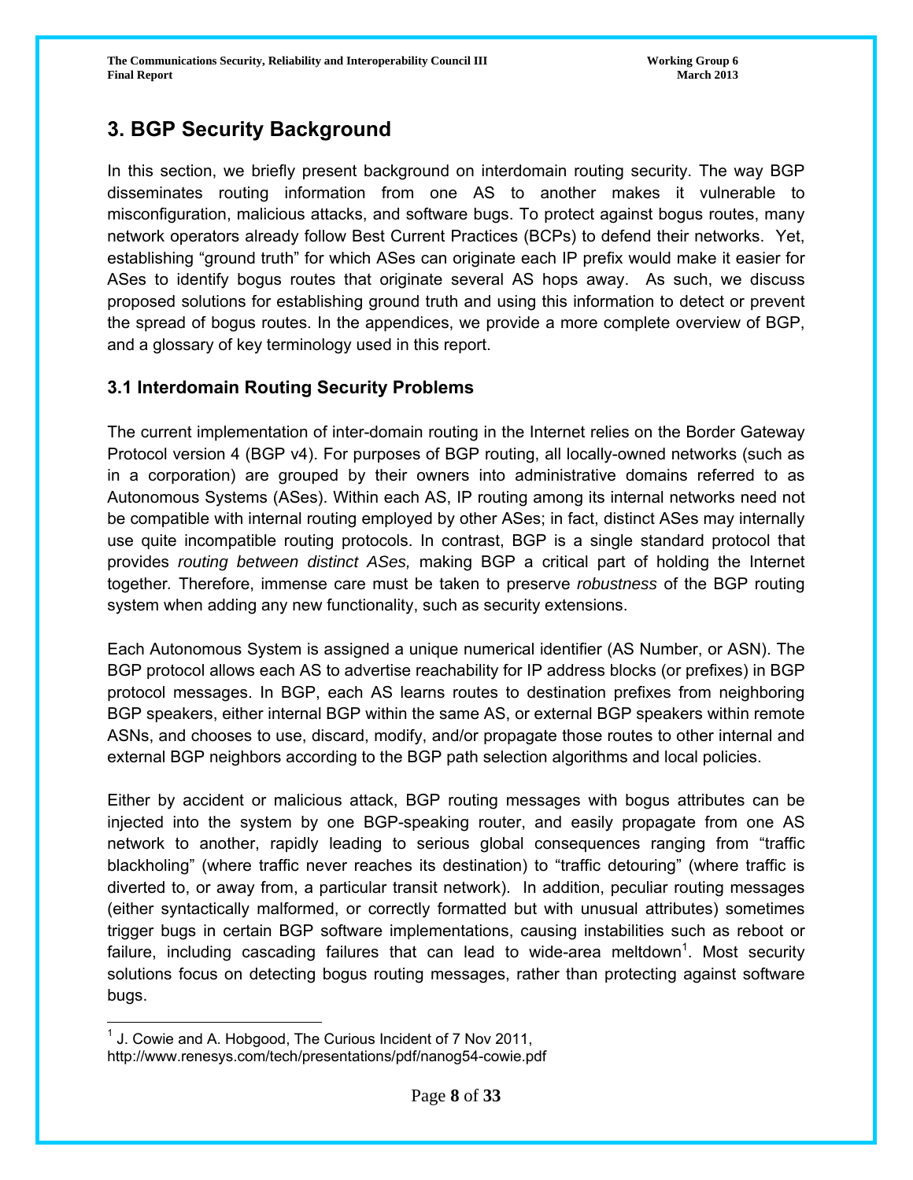# 3. BGP Security Background

In this section, we briefly present background on interdomain routing security. The way BGP disseminates routing information from one AS to another makes it vulnerable to misconfiguration, malicious attacks, and software bugs. To protect against bogus routes, many network operators already follow Best Current Practices (BCPs) to defend their networks. Yet, establishing "ground truth" for which ASes can originate each IP prefix would make it easier for ASes to identify bogus routes that originate several AS hops away. As such, we discuss proposed solutions for establishing ground truth and using this information to detect or prevent the spread of bogus routes. In the appendices, we provide a more complete overview of BGP, and a glossary of key terminology used in this report.

## 3.1 Interdomain Routing Security Problems

The current implementation of inter-domain routing in the Internet relies on the Border Gateway Protocol version 4 (BGP v4). For purposes of BGP routing, all locally-owned networks (such as in a corporation) are grouped by their owners into administrative domains referred to as Autonomous Systems (ASes). Within each AS, IP routing among its internal networks need not be compatible with internal routing employed by other ASes; in fact, distinct ASes may internally use quite incompatible routing protocols. In contrast, BGP is a single standard protocol that provides *routing between distinct ASes,* making BGP a critical part of holding the Internet together. Therefore, immense care must be taken to preserve *robustness* of the BGP routing system when adding any new functionality, such as security extensions.

Each Autonomous System is assigned a unique numerical identifier (AS Number, or ASN). The BGP protocol allows each AS to advertise reachability for IP address blocks (or prefixes) in BGP protocol messages. In BGP, each AS learns routes to destination prefixes from neighboring BGP speakers, either internal BGP within the same AS, or external BGP speakers within remote ASNs, and chooses to use, discard, modify, and/or propagate those routes to other internal and external BGP neighbors according to the BGP path selection algorithms and local policies.

Either by accident or malicious attack, BGP routing messages with bogus attributes can be injected into the system by one BGP-speaking router, and easily propagate from one AS network to another, rapidly leading to serious global consequences ranging from "traffic blackholing" (where traffic never reaches its destination) to "traffic detouring" (where traffic is diverted to, or away from, a particular transit network). In addition, peculiar routing messages (either syntactically malformed, or correctly formatted but with unusual attributes) sometimes trigger bugs in certain BGP software implementations, causing instabilities such as reboot or failure, including cascading failures that can lead to wide-area meltdown[1]. Most security solutions focus on detecting bogus routing messages, rather than protecting against software bugs.

[1] J. Cowie and A. Hobgood, The Curious Incident of 7 Nov 2011, http://www.renesys.com/tech/presentations/pdf/nanog54-cowie.pdf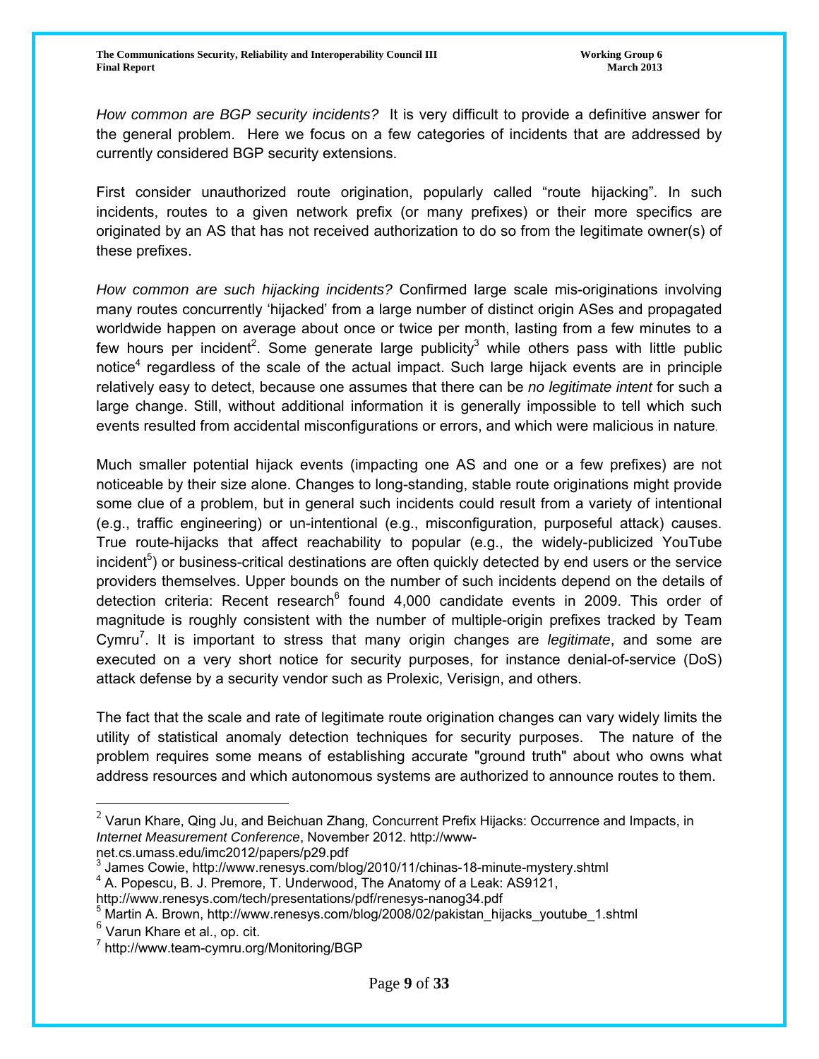*How common are BGP security incidents?* It is very difficult to provide a definitive answer for the general problem. Here we focus on a few categories of incidents that are addressed by currently considered BGP security extensions.

First consider unauthorized route origination, popularly called "route hijacking". In such incidents, routes to a given network prefix (or many prefixes) or their more specifics are originated by an AS that has not received authorization to do so from the legitimate owner(s) of these prefixes.

*How common are such hijacking incidents?* Confirmed large scale mis-originations involving many routes concurrently 'hijacked' from a large number of distinct origin ASes and propagated worldwide happen on average about once or twice per month, lasting from a few minutes to a few hours per incident[2]. Some generate large publicity[3] while others pass with little public notice[4] regardless of the scale of the actual impact. Such large hijack events are in principle relatively easy to detect, because one assumes that there can be *no legitimate intent* for such a large change. Still, without additional information it is generally impossible to tell which such events resulted from accidental misconfigurations or errors, and which were malicious in nature.

Much smaller potential hijack events (impacting one AS and one or a few prefixes) are not noticeable by their size alone. Changes to long-standing, stable route originations might provide some clue of a problem, but in general such incidents could result from a variety of intentional (e.g., traffic engineering) or un-intentional (e.g., misconfiguration, purposeful attack) causes. True route-hijacks that affect reachability to popular (e.g., the widely-publicized YouTube incident[5]) or business-critical destinations are often quickly detected by end users or the service providers themselves. Upper bounds on the number of such incidents depend on the details of detection criteria: Recent research[6] found 4,000 candidate events in 2009. This order of magnitude is roughly consistent with the number of multiple-origin prefixes tracked by Team Cymru[7]. It is important to stress that many origin changes are *legitimate*, and some are executed on a very short notice for security purposes, for instance denial-of-service (DoS) attack defense by a security vendor such as Prolexic, Verisign, and others.

The fact that the scale and rate of legitimate route origination changes can vary widely limits the utility of statistical anomaly detection techniques for security purposes. The nature of the problem requires some means of establishing accurate "ground truth" about who owns what address resources and which autonomous systems are authorized to announce routes to them.

---

[2] Varun Khare, Qing Ju, and Beichuan Zhang, Concurrent Prefix Hijacks: Occurrence and Impacts, in *Internet Measurement Conference*, November 2012. http://www-net.cs.umass.edu/imc2012/papers/p29.pdf

[3] James Cowie, http://www.renesys.com/blog/2010/11/chinas-18-minute-mystery.shtml

[4] A. Popescu, B. J. Premore, T. Underwood, The Anatomy of a Leak: AS9121, http://www.renesys.com/tech/presentations/pdf/renesys-nanog34.pdf

[5] Martin A. Brown, http://www.renesys.com/blog/2008/02/pakistan_hijacks_youtube_1.shtml

[6] Varun Khare et al., op. cit.

[7] http://www.team-cymru.org/Monitoring/BGP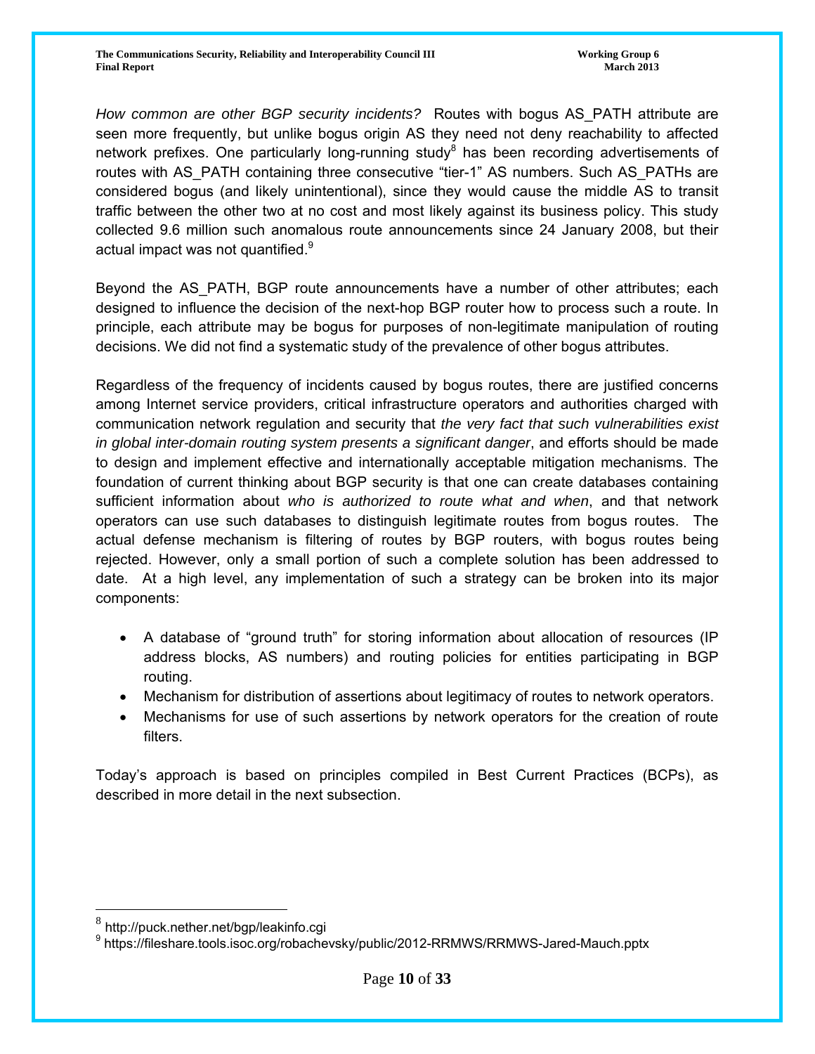*How common are other BGP security incidents?* Routes with bogus AS_PATH attribute are seen more frequently, but unlike bogus origin AS they need not deny reachability to affected network prefixes. One particularly long-running study[8] has been recording advertisements of routes with AS_PATH containing three consecutive "tier-1" AS numbers. Such AS_PATHs are considered bogus (and likely unintentional), since they would cause the middle AS to transit traffic between the other two at no cost and most likely against its business policy. This study collected 9.6 million such anomalous route announcements since 24 January 2008, but their actual impact was not quantified.[9]

Beyond the AS_PATH, BGP route announcements have a number of other attributes; each designed to influence the decision of the next-hop BGP router how to process such a route. In principle, each attribute may be bogus for purposes of non-legitimate manipulation of routing decisions. We did not find a systematic study of the prevalence of other bogus attributes.

Regardless of the frequency of incidents caused by bogus routes, there are justified concerns among Internet service providers, critical infrastructure operators and authorities charged with communication network regulation and security that *the very fact that such vulnerabilities exist in global inter-domain routing system presents a significant danger*, and efforts should be made to design and implement effective and internationally acceptable mitigation mechanisms. The foundation of current thinking about BGP security is that one can create databases containing sufficient information about *who is authorized to route what and when*, and that network operators can use such databases to distinguish legitimate routes from bogus routes. The actual defense mechanism is filtering of routes by BGP routers, with bogus routes being rejected. However, only a small portion of such a complete solution has been addressed to date. At a high level, any implementation of such a strategy can be broken into its major components:

- A database of "ground truth" for storing information about allocation of resources (IP address blocks, AS numbers) and routing policies for entities participating in BGP routing.
- Mechanism for distribution of assertions about legitimacy of routes to network operators.
- Mechanisms for use of such assertions by network operators for the creation of route filters.

Today's approach is based on principles compiled in Best Current Practices (BCPs), as described in more detail in the next subsection.

[8] http://puck.nether.net/bgp/leakinfo.cgi

[9] https://fileshare.tools.isoc.org/robachevsky/public/2012-RRMWS/RRMWS-Jared-Mauch.pptx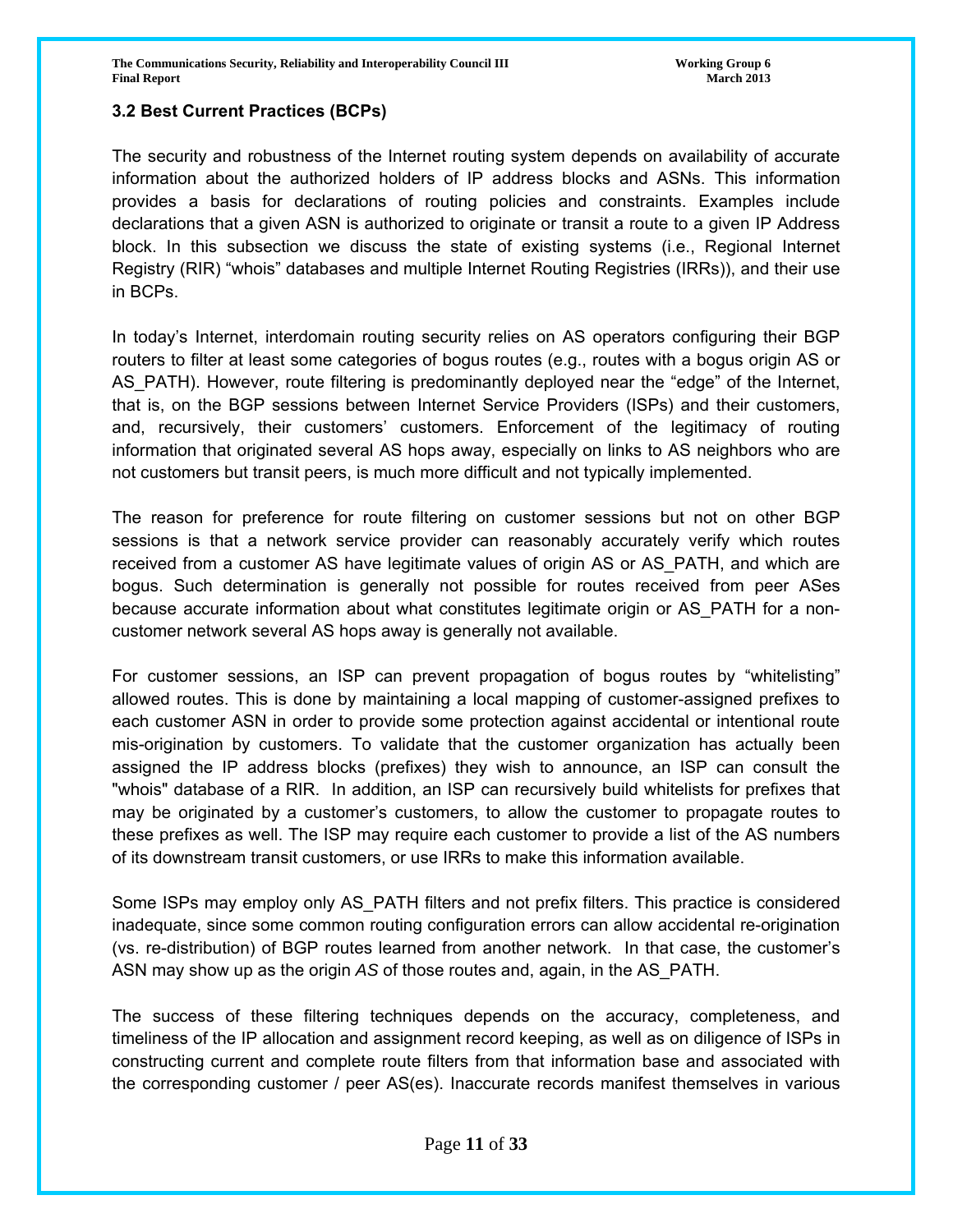### 3.2 Best Current Practices (BCPs)

The security and robustness of the Internet routing system depends on availability of accurate information about the authorized holders of IP address blocks and ASNs. This information provides a basis for declarations of routing policies and constraints. Examples include declarations that a given ASN is authorized to originate or transit a route to a given IP Address block. In this subsection we discuss the state of existing systems (i.e., Regional Internet Registry (RIR) "whois" databases and multiple Internet Routing Registries (IRRs)), and their use in BCPs.

In today's Internet, interdomain routing security relies on AS operators configuring their BGP routers to filter at least some categories of bogus routes (e.g., routes with a bogus origin AS or AS_PATH). However, route filtering is predominantly deployed near the "edge" of the Internet, that is, on the BGP sessions between Internet Service Providers (ISPs) and their customers, and, recursively, their customers' customers. Enforcement of the legitimacy of routing information that originated several AS hops away, especially on links to AS neighbors who are not customers but transit peers, is much more difficult and not typically implemented.

The reason for preference for route filtering on customer sessions but not on other BGP sessions is that a network service provider can reasonably accurately verify which routes received from a customer AS have legitimate values of origin AS or AS_PATH, and which are bogus. Such determination is generally not possible for routes received from peer ASes because accurate information about what constitutes legitimate origin or AS_PATH for a non-customer network several AS hops away is generally not available.

For customer sessions, an ISP can prevent propagation of bogus routes by "whitelisting" allowed routes. This is done by maintaining a local mapping of customer-assigned prefixes to each customer ASN in order to provide some protection against accidental or intentional route mis-origination by customers. To validate that the customer organization has actually been assigned the IP address blocks (prefixes) they wish to announce, an ISP can consult the "whois" database of a RIR. In addition, an ISP can recursively build whitelists for prefixes that may be originated by a customer's customers, to allow the customer to propagate routes to these prefixes as well. The ISP may require each customer to provide a list of the AS numbers of its downstream transit customers, or use IRRs to make this information available.

Some ISPs may employ only AS_PATH filters and not prefix filters. This practice is considered inadequate, since some common routing configuration errors can allow accidental re-origination (vs. re-distribution) of BGP routes learned from another network. In that case, the customer's ASN may show up as the origin *AS* of those routes and, again, in the AS_PATH.

The success of these filtering techniques depends on the accuracy, completeness, and timeliness of the IP allocation and assignment record keeping, as well as on diligence of ISPs in constructing current and complete route filters from that information base and associated with the corresponding customer / peer AS(es). Inaccurate records manifest themselves in various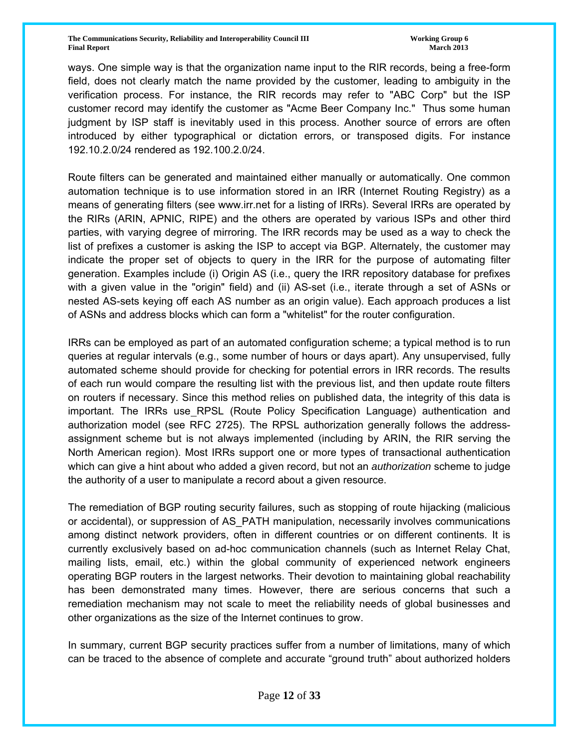ways. One simple way is that the organization name input to the RIR records, being a free-form field, does not clearly match the name provided by the customer, leading to ambiguity in the verification process. For instance, the RIR records may refer to "ABC Corp" but the ISP customer record may identify the customer as "Acme Beer Company Inc." Thus some human judgment by ISP staff is inevitably used in this process. Another source of errors are often introduced by either typographical or dictation errors, or transposed digits. For instance 192.10.2.0/24 rendered as 192.100.2.0/24.

Route filters can be generated and maintained either manually or automatically. One common automation technique is to use information stored in an IRR (Internet Routing Registry) as a means of generating filters (see www.irr.net for a listing of IRRs). Several IRRs are operated by the RIRs (ARIN, APNIC, RIPE) and the others are operated by various ISPs and other third parties, with varying degree of mirroring. The IRR records may be used as a way to check the list of prefixes a customer is asking the ISP to accept via BGP. Alternately, the customer may indicate the proper set of objects to query in the IRR for the purpose of automating filter generation. Examples include (i) Origin AS (i.e., query the IRR repository database for prefixes with a given value in the "origin" field) and (ii) AS-set (i.e., iterate through a set of ASNs or nested AS-sets keying off each AS number as an origin value). Each approach produces a list of ASNs and address blocks which can form a "whitelist" for the router configuration.

IRRs can be employed as part of an automated configuration scheme; a typical method is to run queries at regular intervals (e.g., some number of hours or days apart). Any unsupervised, fully automated scheme should provide for checking for potential errors in IRR records. The results of each run would compare the resulting list with the previous list, and then update route filters on routers if necessary. Since this method relies on published data, the integrity of this data is important. The IRRs use_RPSL (Route Policy Specification Language) authentication and authorization model (see RFC 2725). The RPSL authorization generally follows the address-assignment scheme but is not always implemented (including by ARIN, the RIR serving the North American region). Most IRRs support one or more types of transactional authentication which can give a hint about who added a given record, but not an *authorization* scheme to judge the authority of a user to manipulate a record about a given resource.

The remediation of BGP routing security failures, such as stopping of route hijacking (malicious or accidental), or suppression of AS_PATH manipulation, necessarily involves communications among distinct network providers, often in different countries or on different continents. It is currently exclusively based on ad-hoc communication channels (such as Internet Relay Chat, mailing lists, email, etc.) within the global community of experienced network engineers operating BGP routers in the largest networks. Their devotion to maintaining global reachability has been demonstrated many times. However, there are serious concerns that such a remediation mechanism may not scale to meet the reliability needs of global businesses and other organizations as the size of the Internet continues to grow.

In summary, current BGP security practices suffer from a number of limitations, many of which can be traced to the absence of complete and accurate "ground truth" about authorized holders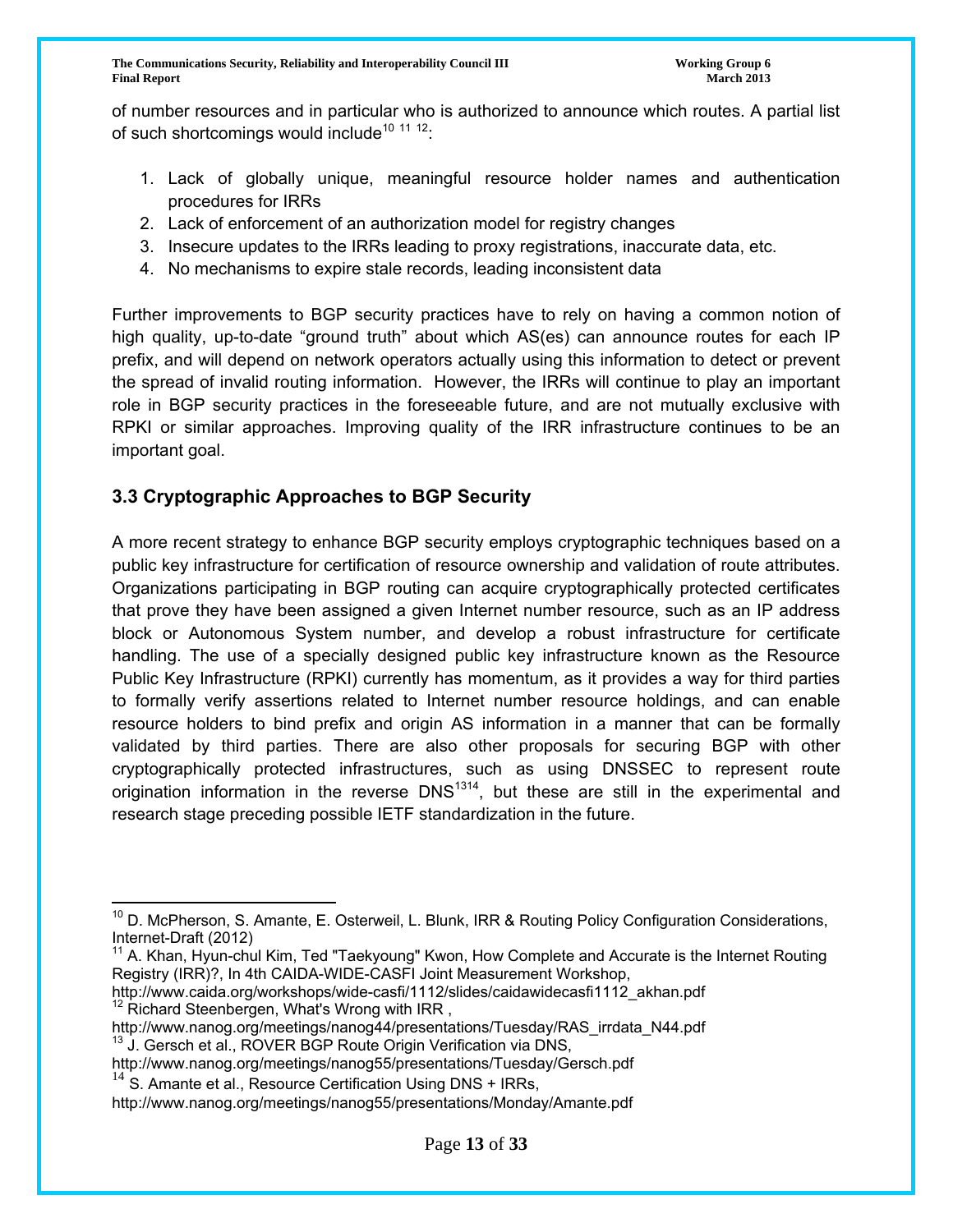of number resources and in particular who is authorized to announce which routes. A partial list of such shortcomings would include[10] [11] [12]:

1. Lack of globally unique, meaningful resource holder names and authentication procedures for IRRs
2. Lack of enforcement of an authorization model for registry changes
3. Insecure updates to the IRRs leading to proxy registrations, inaccurate data, etc.
4. No mechanisms to expire stale records, leading inconsistent data

Further improvements to BGP security practices have to rely on having a common notion of high quality, up-to-date "ground truth" about which AS(es) can announce routes for each IP prefix, and will depend on network operators actually using this information to detect or prevent the spread of invalid routing information. However, the IRRs will continue to play an important role in BGP security practices in the foreseeable future, and are not mutually exclusive with RPKI or similar approaches. Improving quality of the IRR infrastructure continues to be an important goal.

### 3.3 Cryptographic Approaches to BGP Security

A more recent strategy to enhance BGP security employs cryptographic techniques based on a public key infrastructure for certification of resource ownership and validation of route attributes. Organizations participating in BGP routing can acquire cryptographically protected certificates that prove they have been assigned a given Internet number resource, such as an IP address block or Autonomous System number, and develop a robust infrastructure for certificate handling. The use of a specially designed public key infrastructure known as the Resource Public Key Infrastructure (RPKI) currently has momentum, as it provides a way for third parties to formally verify assertions related to Internet number resource holdings, and can enable resource holders to bind prefix and origin AS information in a manner that can be formally validated by third parties. There are also other proposals for securing BGP with other cryptographically protected infrastructures, such as using DNSSEC to represent route origination information in the reverse DNS[13][14], but these are still in the experimental and research stage preceding possible IETF standardization in the future.

---

[10] D. McPherson, S. Amante, E. Osterweil, L. Blunk, IRR & Routing Policy Configuration Considerations, Internet-Draft (2012)

[11] A. Khan, Hyun-chul Kim, Ted "Taekyoung" Kwon, How Complete and Accurate is the Internet Routing Registry (IRR)?, In 4th CAIDA-WIDE-CASFI Joint Measurement Workshop, http://www.caida.org/workshops/wide-casfi/1112/slides/caidawidecasfi1112_akhan.pdf

[12] Richard Steenbergen, What's Wrong with IRR , http://www.nanog.org/meetings/nanog44/presentations/Tuesday/RAS_irrdata_N44.pdf

[13] J. Gersch et al., ROVER BGP Route Origin Verification via DNS, http://www.nanog.org/meetings/nanog55/presentations/Tuesday/Gersch.pdf

[14] S. Amante et al., Resource Certification Using DNS + IRRs, http://www.nanog.org/meetings/nanog55/presentations/Monday/Amante.pdf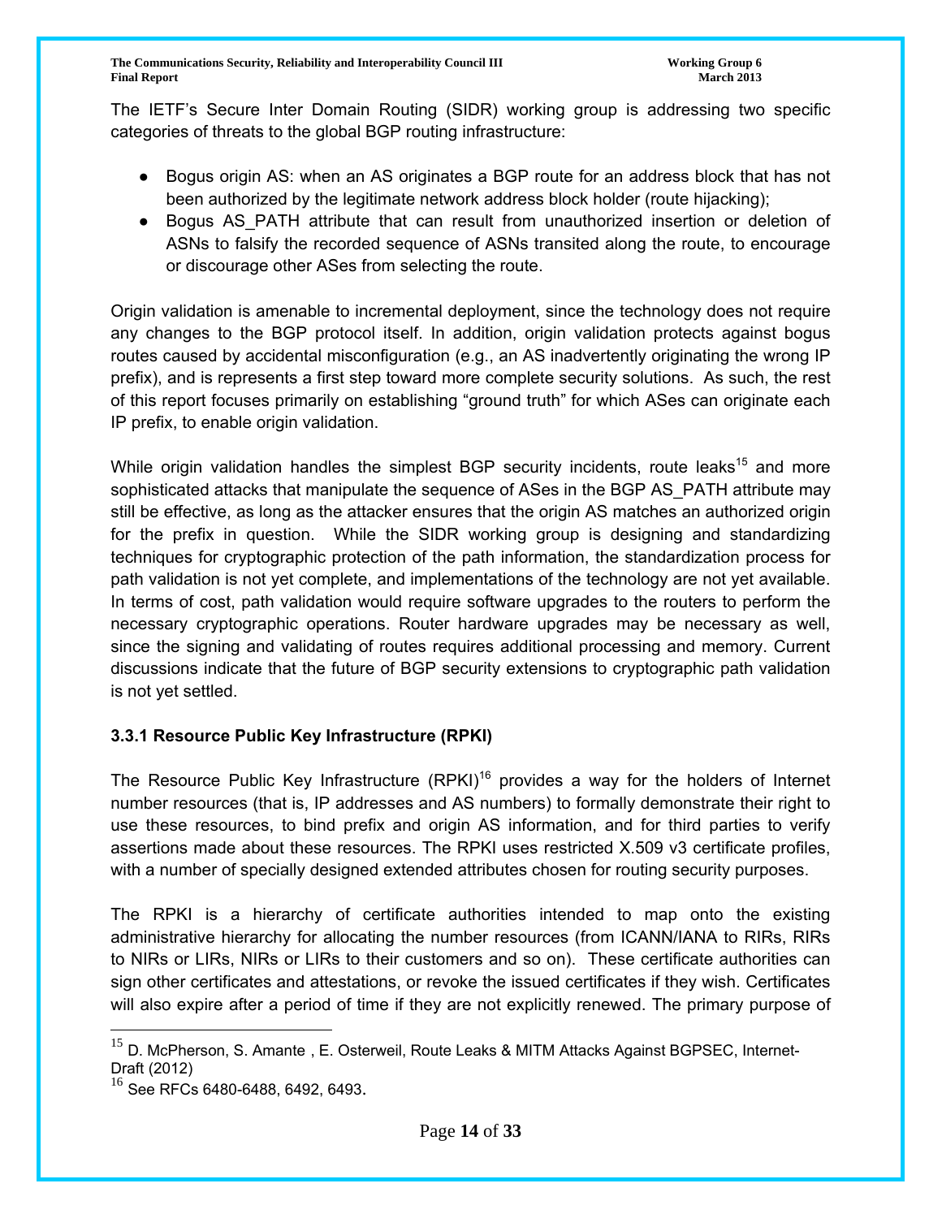The IETF's Secure Inter Domain Routing (SIDR) working group is addressing two specific categories of threats to the global BGP routing infrastructure:

- Bogus origin AS: when an AS originates a BGP route for an address block that has not been authorized by the legitimate network address block holder (route hijacking);
- Bogus AS_PATH attribute that can result from unauthorized insertion or deletion of ASNs to falsify the recorded sequence of ASNs transited along the route, to encourage or discourage other ASes from selecting the route.

Origin validation is amenable to incremental deployment, since the technology does not require any changes to the BGP protocol itself. In addition, origin validation protects against bogus routes caused by accidental misconfiguration (e.g., an AS inadvertently originating the wrong IP prefix), and is represents a first step toward more complete security solutions. As such, the rest of this report focuses primarily on establishing "ground truth" for which ASes can originate each IP prefix, to enable origin validation.

While origin validation handles the simplest BGP security incidents, route leaks[15] and more sophisticated attacks that manipulate the sequence of ASes in the BGP AS_PATH attribute may still be effective, as long as the attacker ensures that the origin AS matches an authorized origin for the prefix in question. While the SIDR working group is designing and standardizing techniques for cryptographic protection of the path information, the standardization process for path validation is not yet complete, and implementations of the technology are not yet available. In terms of cost, path validation would require software upgrades to the routers to perform the necessary cryptographic operations. Router hardware upgrades may be necessary as well, since the signing and validating of routes requires additional processing and memory. Current discussions indicate that the future of BGP security extensions to cryptographic path validation is not yet settled.

### 3.3.1 Resource Public Key Infrastructure (RPKI)

The Resource Public Key Infrastructure (RPKI)[16] provides a way for the holders of Internet number resources (that is, IP addresses and AS numbers) to formally demonstrate their right to use these resources, to bind prefix and origin AS information, and for third parties to verify assertions made about these resources. The RPKI uses restricted X.509 v3 certificate profiles, with a number of specially designed extended attributes chosen for routing security purposes.

The RPKI is a hierarchy of certificate authorities intended to map onto the existing administrative hierarchy for allocating the number resources (from ICANN/IANA to RIRs, RIRs to NIRs or LIRs, NIRs or LIRs to their customers and so on). These certificate authorities can sign other certificates and attestations, or revoke the issued certificates if they wish. Certificates will also expire after a period of time if they are not explicitly renewed. The primary purpose of

---

[15] D. McPherson, S. Amante , E. Osterweil, Route Leaks & MITM Attacks Against BGPSEC, Internet-Draft (2012)

[16] See RFCs 6480-6488, 6492, 6493.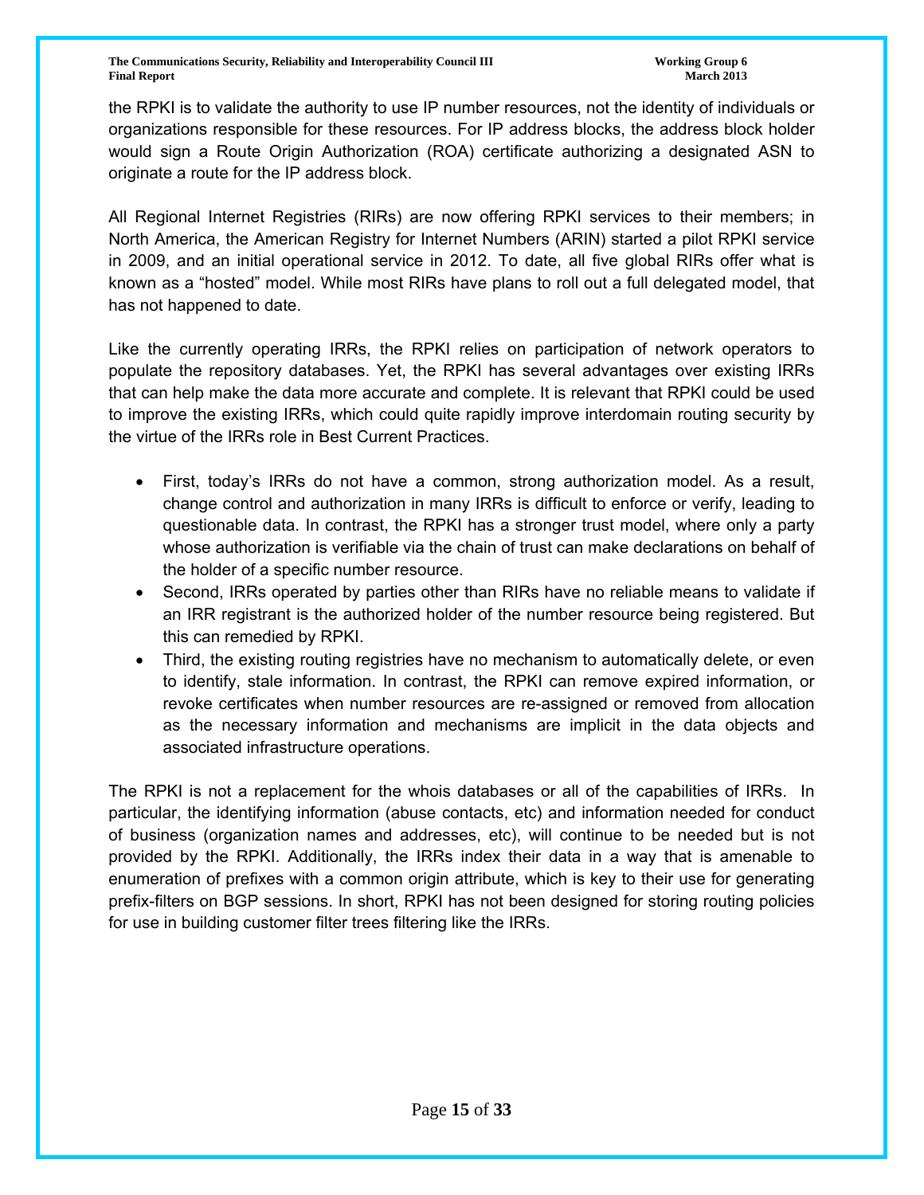the RPKI is to validate the authority to use IP number resources, not the identity of individuals or organizations responsible for these resources. For IP address blocks, the address block holder would sign a Route Origin Authorization (ROA) certificate authorizing a designated ASN to originate a route for the IP address block.

All Regional Internet Registries (RIRs) are now offering RPKI services to their members; in North America, the American Registry for Internet Numbers (ARIN) started a pilot RPKI service in 2009, and an initial operational service in 2012. To date, all five global RIRs offer what is known as a "hosted" model. While most RIRs have plans to roll out a full delegated model, that has not happened to date.

Like the currently operating IRRs, the RPKI relies on participation of network operators to populate the repository databases. Yet, the RPKI has several advantages over existing IRRs that can help make the data more accurate and complete. It is relevant that RPKI could be used to improve the existing IRRs, which could quite rapidly improve interdomain routing security by the virtue of the IRRs role in Best Current Practices.

- First, today's IRRs do not have a common, strong authorization model. As a result, change control and authorization in many IRRs is difficult to enforce or verify, leading to questionable data. In contrast, the RPKI has a stronger trust model, where only a party whose authorization is verifiable via the chain of trust can make declarations on behalf of the holder of a specific number resource.
- Second, IRRs operated by parties other than RIRs have no reliable means to validate if an IRR registrant is the authorized holder of the number resource being registered. But this can remedied by RPKI.
- Third, the existing routing registries have no mechanism to automatically delete, or even to identify, stale information. In contrast, the RPKI can remove expired information, or revoke certificates when number resources are re-assigned or removed from allocation as the necessary information and mechanisms are implicit in the data objects and associated infrastructure operations.

The RPKI is not a replacement for the whois databases or all of the capabilities of IRRs. In particular, the identifying information (abuse contacts, etc) and information needed for conduct of business (organization names and addresses, etc), will continue to be needed but is not provided by the RPKI. Additionally, the IRRs index their data in a way that is amenable to enumeration of prefixes with a common origin attribute, which is key to their use for generating prefix-filters on BGP sessions. In short, RPKI has not been designed for storing routing policies for use in building customer filter trees filtering like the IRRs.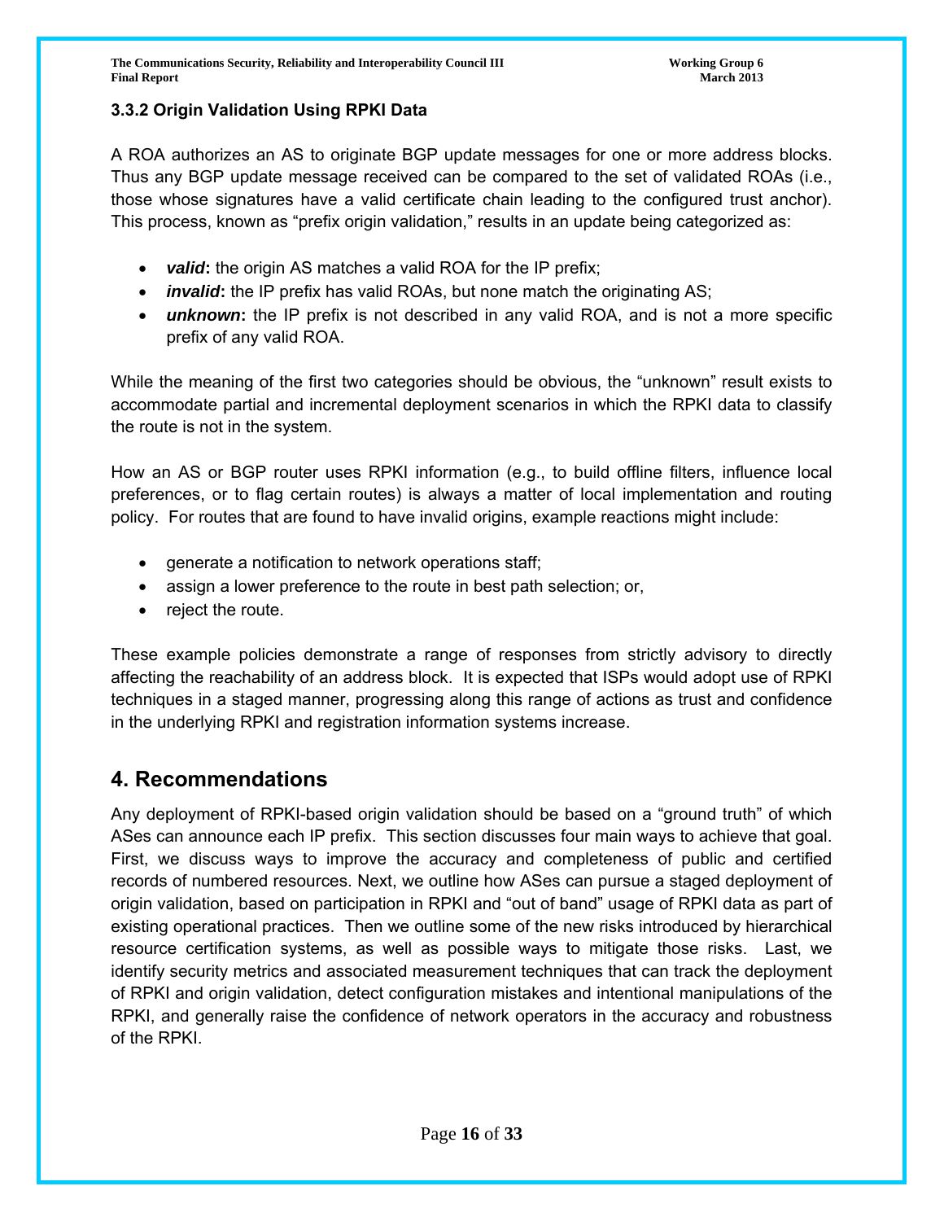### 3.3.2 Origin Validation Using RPKI Data

A ROA authorizes an AS to originate BGP update messages for one or more address blocks. Thus any BGP update message received can be compared to the set of validated ROAs (i.e., those whose signatures have a valid certificate chain leading to the configured trust anchor). This process, known as "prefix origin validation," results in an update being categorized as:

- ***valid*****:** the origin AS matches a valid ROA for the IP prefix;
- ***invalid*****:** the IP prefix has valid ROAs, but none match the originating AS;
- ***unknown*****:** the IP prefix is not described in any valid ROA, and is not a more specific prefix of any valid ROA.

While the meaning of the first two categories should be obvious, the "unknown" result exists to accommodate partial and incremental deployment scenarios in which the RPKI data to classify the route is not in the system.

How an AS or BGP router uses RPKI information (e.g., to build offline filters, influence local preferences, or to flag certain routes) is always a matter of local implementation and routing policy. For routes that are found to have invalid origins, example reactions might include:

- generate a notification to network operations staff;
- assign a lower preference to the route in best path selection; or,
- reject the route.

These example policies demonstrate a range of responses from strictly advisory to directly affecting the reachability of an address block. It is expected that ISPs would adopt use of RPKI techniques in a staged manner, progressing along this range of actions as trust and confidence in the underlying RPKI and registration information systems increase.

## 4. Recommendations

Any deployment of RPKI-based origin validation should be based on a "ground truth" of which ASes can announce each IP prefix. This section discusses four main ways to achieve that goal. First, we discuss ways to improve the accuracy and completeness of public and certified records of numbered resources. Next, we outline how ASes can pursue a staged deployment of origin validation, based on participation in RPKI and "out of band" usage of RPKI data as part of existing operational practices. Then we outline some of the new risks introduced by hierarchical resource certification systems, as well as possible ways to mitigate those risks. Last, we identify security metrics and associated measurement techniques that can track the deployment of RPKI and origin validation, detect configuration mistakes and intentional manipulations of the RPKI, and generally raise the confidence of network operators in the accuracy and robustness of the RPKI.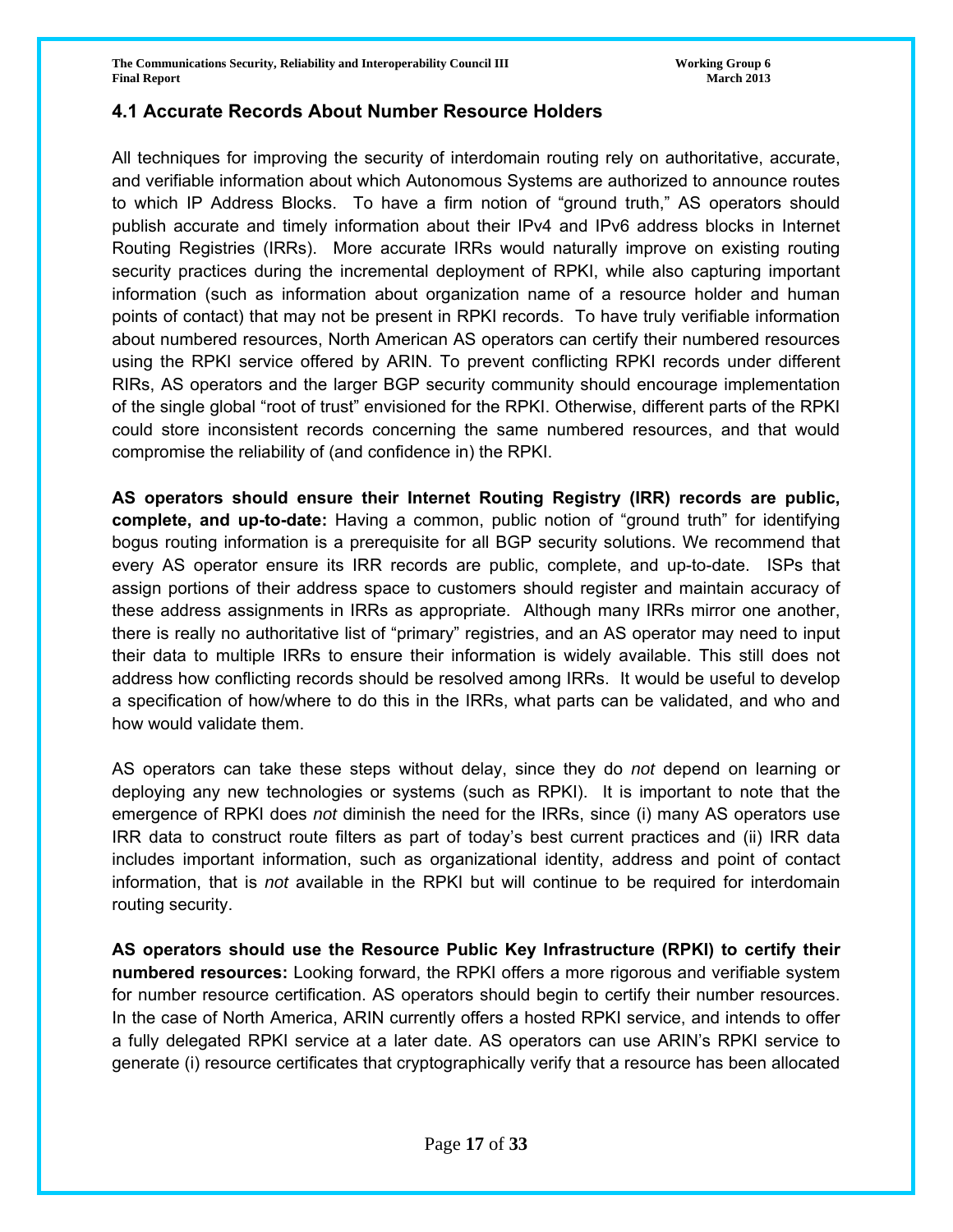## 4.1 Accurate Records About Number Resource Holders

All techniques for improving the security of interdomain routing rely on authoritative, accurate, and verifiable information about which Autonomous Systems are authorized to announce routes to which IP Address Blocks. To have a firm notion of "ground truth," AS operators should publish accurate and timely information about their IPv4 and IPv6 address blocks in Internet Routing Registries (IRRs). More accurate IRRs would naturally improve on existing routing security practices during the incremental deployment of RPKI, while also capturing important information (such as information about organization name of a resource holder and human points of contact) that may not be present in RPKI records. To have truly verifiable information about numbered resources, North American AS operators can certify their numbered resources using the RPKI service offered by ARIN. To prevent conflicting RPKI records under different RIRs, AS operators and the larger BGP security community should encourage implementation of the single global "root of trust" envisioned for the RPKI. Otherwise, different parts of the RPKI could store inconsistent records concerning the same numbered resources, and that would compromise the reliability of (and confidence in) the RPKI.

**AS operators should ensure their Internet Routing Registry (IRR) records are public, complete, and up-to-date:** Having a common, public notion of "ground truth" for identifying bogus routing information is a prerequisite for all BGP security solutions. We recommend that every AS operator ensure its IRR records are public, complete, and up-to-date. ISPs that assign portions of their address space to customers should register and maintain accuracy of these address assignments in IRRs as appropriate. Although many IRRs mirror one another, there is really no authoritative list of "primary" registries, and an AS operator may need to input their data to multiple IRRs to ensure their information is widely available. This still does not address how conflicting records should be resolved among IRRs. It would be useful to develop a specification of how/where to do this in the IRRs, what parts can be validated, and who and how would validate them.

AS operators can take these steps without delay, since they do *not* depend on learning or deploying any new technologies or systems (such as RPKI). It is important to note that the emergence of RPKI does *not* diminish the need for the IRRs, since (i) many AS operators use IRR data to construct route filters as part of today's best current practices and (ii) IRR data includes important information, such as organizational identity, address and point of contact information, that is *not* available in the RPKI but will continue to be required for interdomain routing security.

**AS operators should use the Resource Public Key Infrastructure (RPKI) to certify their numbered resources:** Looking forward, the RPKI offers a more rigorous and verifiable system for number resource certification. AS operators should begin to certify their number resources. In the case of North America, ARIN currently offers a hosted RPKI service, and intends to offer a fully delegated RPKI service at a later date. AS operators can use ARIN's RPKI service to generate (i) resource certificates that cryptographically verify that a resource has been allocated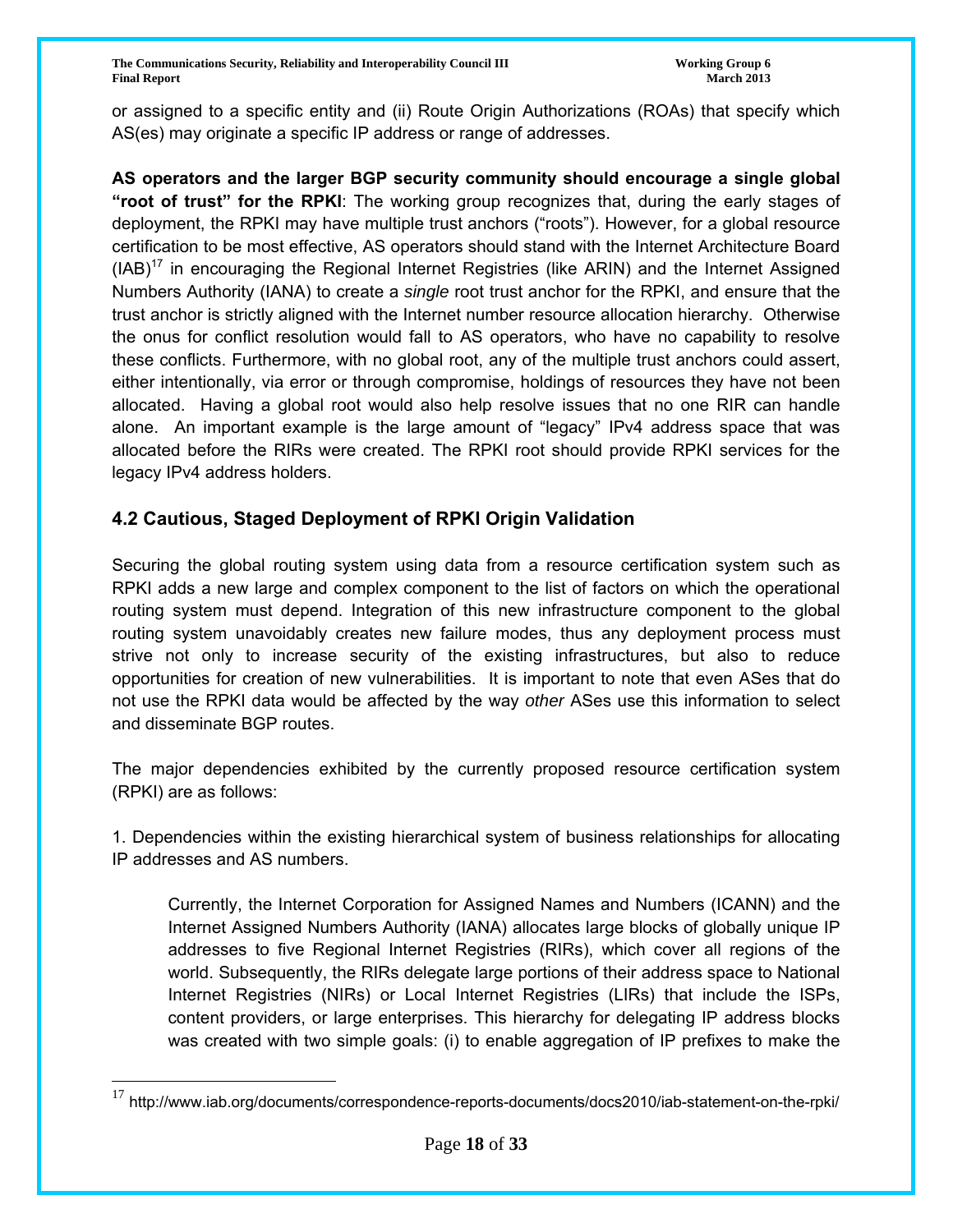or assigned to a specific entity and (ii) Route Origin Authorizations (ROAs) that specify which AS(es) may originate a specific IP address or range of addresses.

**AS operators and the larger BGP security community should encourage a single global "root of trust" for the RPKI**: The working group recognizes that, during the early stages of deployment, the RPKI may have multiple trust anchors ("roots"). However, for a global resource certification to be most effective, AS operators should stand with the Internet Architecture Board (IAB)[17] in encouraging the Regional Internet Registries (like ARIN) and the Internet Assigned Numbers Authority (IANA) to create a *single* root trust anchor for the RPKI, and ensure that the trust anchor is strictly aligned with the Internet number resource allocation hierarchy. Otherwise the onus for conflict resolution would fall to AS operators, who have no capability to resolve these conflicts. Furthermore, with no global root, any of the multiple trust anchors could assert, either intentionally, via error or through compromise, holdings of resources they have not been allocated. Having a global root would also help resolve issues that no one RIR can handle alone. An important example is the large amount of "legacy" IPv4 address space that was allocated before the RIRs were created. The RPKI root should provide RPKI services for the legacy IPv4 address holders.

## 4.2 Cautious, Staged Deployment of RPKI Origin Validation

Securing the global routing system using data from a resource certification system such as RPKI adds a new large and complex component to the list of factors on which the operational routing system must depend. Integration of this new infrastructure component to the global routing system unavoidably creates new failure modes, thus any deployment process must strive not only to increase security of the existing infrastructures, but also to reduce opportunities for creation of new vulnerabilities. It is important to note that even ASes that do not use the RPKI data would be affected by the way *other* ASes use this information to select and disseminate BGP routes.

The major dependencies exhibited by the currently proposed resource certification system (RPKI) are as follows:

1. Dependencies within the existing hierarchical system of business relationships for allocating IP addresses and AS numbers.

> Currently, the Internet Corporation for Assigned Names and Numbers (ICANN) and the Internet Assigned Numbers Authority (IANA) allocates large blocks of globally unique IP addresses to five Regional Internet Registries (RIRs), which cover all regions of the world. Subsequently, the RIRs delegate large portions of their address space to National Internet Registries (NIRs) or Local Internet Registries (LIRs) that include the ISPs, content providers, or large enterprises. This hierarchy for delegating IP address blocks was created with two simple goals: (i) to enable aggregation of IP prefixes to make the

[17] http://www.iab.org/documents/correspondence-reports-documents/docs2010/iab-statement-on-the-rpki/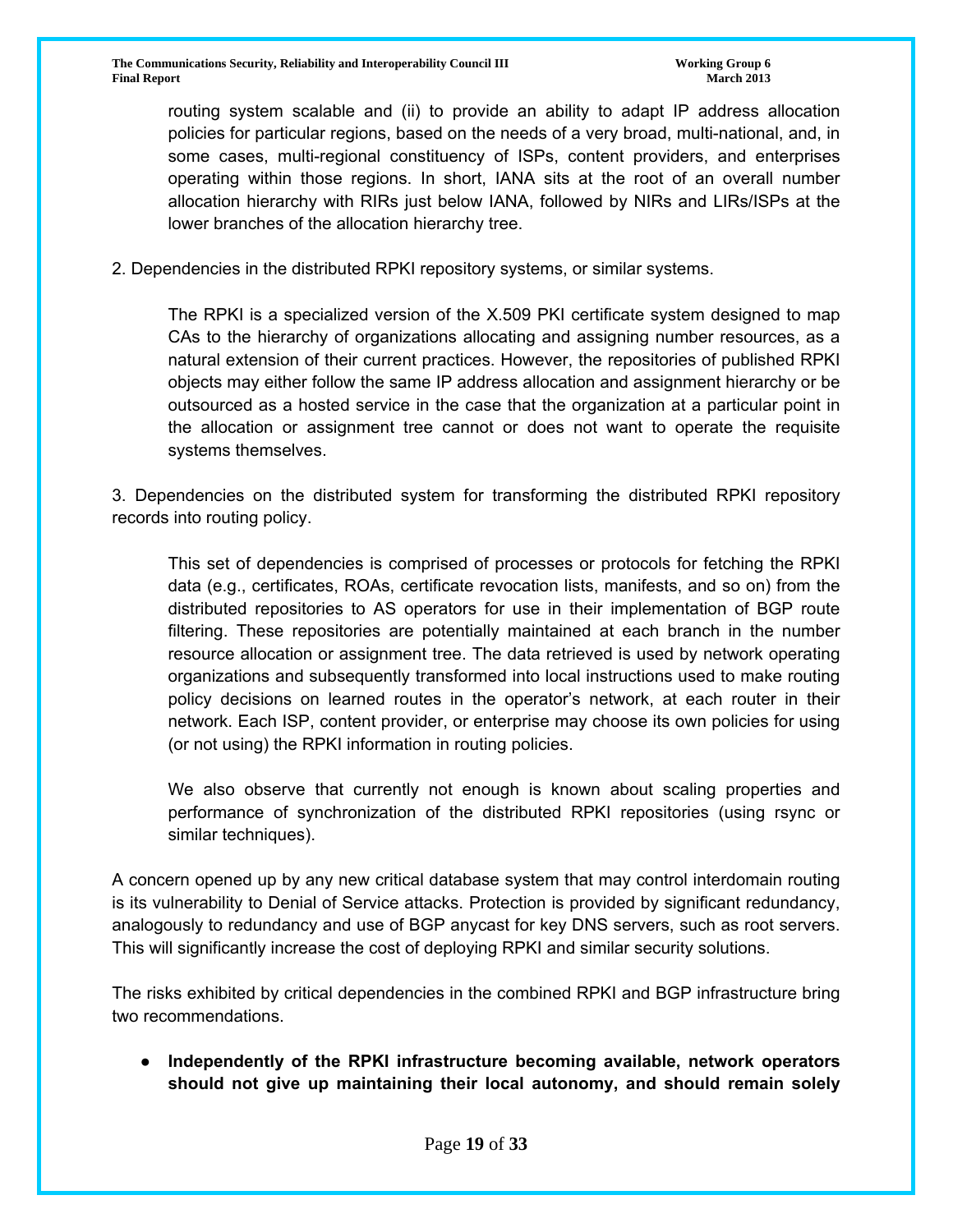routing system scalable and (ii) to provide an ability to adapt IP address allocation policies for particular regions, based on the needs of a very broad, multi-national, and, in some cases, multi-regional constituency of ISPs, content providers, and enterprises operating within those regions. In short, IANA sits at the root of an overall number allocation hierarchy with RIRs just below IANA, followed by NIRs and LIRs/ISPs at the lower branches of the allocation hierarchy tree.

2. Dependencies in the distributed RPKI repository systems, or similar systems.

> The RPKI is a specialized version of the X.509 PKI certificate system designed to map CAs to the hierarchy of organizations allocating and assigning number resources, as a natural extension of their current practices. However, the repositories of published RPKI objects may either follow the same IP address allocation and assignment hierarchy or be outsourced as a hosted service in the case that the organization at a particular point in the allocation or assignment tree cannot or does not want to operate the requisite systems themselves.

3. Dependencies on the distributed system for transforming the distributed RPKI repository records into routing policy.

> This set of dependencies is comprised of processes or protocols for fetching the RPKI data (e.g., certificates, ROAs, certificate revocation lists, manifests, and so on) from the distributed repositories to AS operators for use in their implementation of BGP route filtering. These repositories are potentially maintained at each branch in the number resource allocation or assignment tree. The data retrieved is used by network operating organizations and subsequently transformed into local instructions used to make routing policy decisions on learned routes in the operator's network, at each router in their network. Each ISP, content provider, or enterprise may choose its own policies for using (or not using) the RPKI information in routing policies.
>
> We also observe that currently not enough is known about scaling properties and performance of synchronization of the distributed RPKI repositories (using rsync or similar techniques).

A concern opened up by any new critical database system that may control interdomain routing is its vulnerability to Denial of Service attacks. Protection is provided by significant redundancy, analogously to redundancy and use of BGP anycast for key DNS servers, such as root servers. This will significantly increase the cost of deploying RPKI and similar security solutions.

The risks exhibited by critical dependencies in the combined RPKI and BGP infrastructure bring two recommendations.

- **Independently of the RPKI infrastructure becoming available, network operators should not give up maintaining their local autonomy, and should remain solely**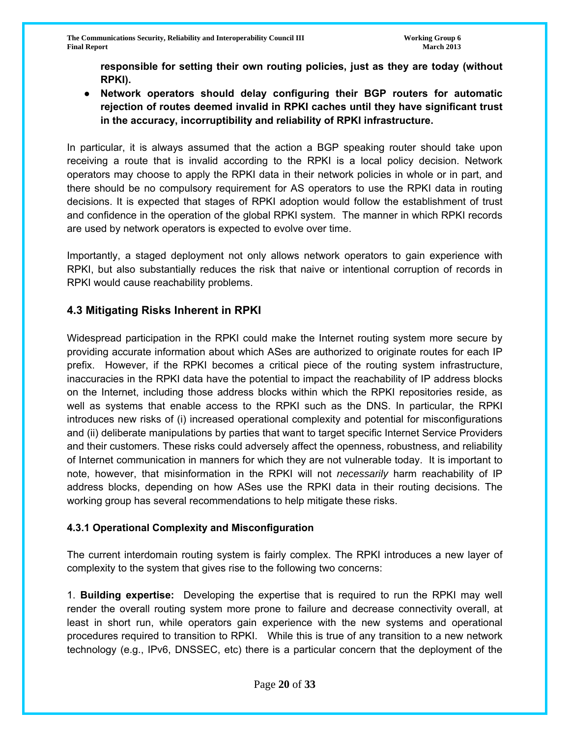**responsible for setting their own routing policies, just as they are today (without RPKI).**

- **Network operators should delay configuring their BGP routers for automatic rejection of routes deemed invalid in RPKI caches until they have significant trust in the accuracy, incorruptibility and reliability of RPKI infrastructure.**

In particular, it is always assumed that the action a BGP speaking router should take upon receiving a route that is invalid according to the RPKI is a local policy decision. Network operators may choose to apply the RPKI data in their network policies in whole or in part, and there should be no compulsory requirement for AS operators to use the RPKI data in routing decisions. It is expected that stages of RPKI adoption would follow the establishment of trust and confidence in the operation of the global RPKI system. The manner in which RPKI records are used by network operators is expected to evolve over time.

Importantly, a staged deployment not only allows network operators to gain experience with RPKI, but also substantially reduces the risk that naive or intentional corruption of records in RPKI would cause reachability problems.

## 4.3 Mitigating Risks Inherent in RPKI

Widespread participation in the RPKI could make the Internet routing system more secure by providing accurate information about which ASes are authorized to originate routes for each IP prefix. However, if the RPKI becomes a critical piece of the routing system infrastructure, inaccuracies in the RPKI data have the potential to impact the reachability of IP address blocks on the Internet, including those address blocks within which the RPKI repositories reside, as well as systems that enable access to the RPKI such as the DNS. In particular, the RPKI introduces new risks of (i) increased operational complexity and potential for misconfigurations and (ii) deliberate manipulations by parties that want to target specific Internet Service Providers and their customers. These risks could adversely affect the openness, robustness, and reliability of Internet communication in manners for which they are not vulnerable today. It is important to note, however, that misinformation in the RPKI will not *necessarily* harm reachability of IP address blocks, depending on how ASes use the RPKI data in their routing decisions. The working group has several recommendations to help mitigate these risks.

### 4.3.1 Operational Complexity and Misconfiguration

The current interdomain routing system is fairly complex. The RPKI introduces a new layer of complexity to the system that gives rise to the following two concerns:

1. **Building expertise:** Developing the expertise that is required to run the RPKI may well render the overall routing system more prone to failure and decrease connectivity overall, at least in short run, while operators gain experience with the new systems and operational procedures required to transition to RPKI. While this is true of any transition to a new network technology (e.g., IPv6, DNSSEC, etc) there is a particular concern that the deployment of the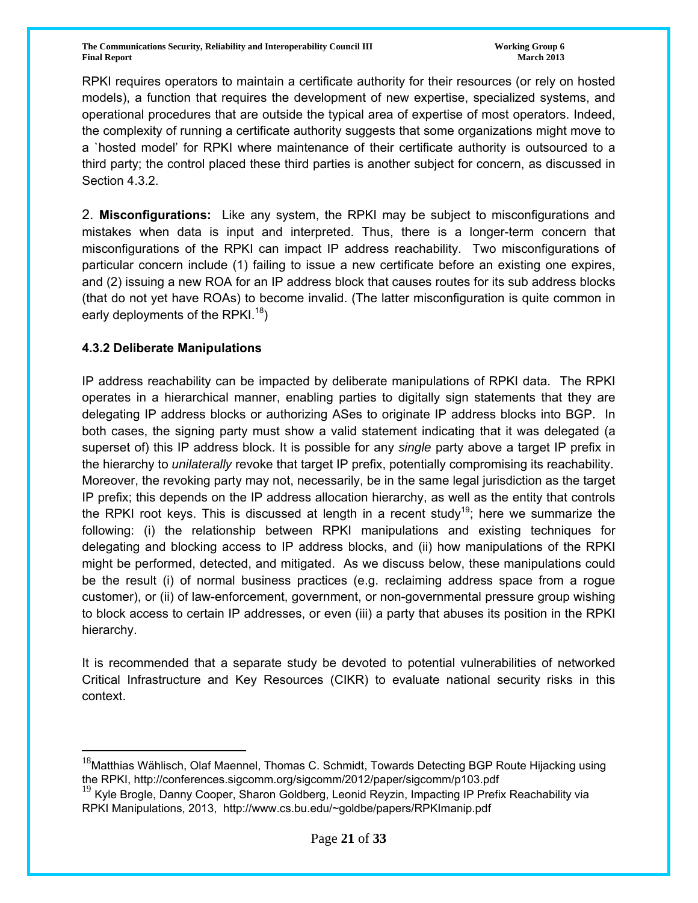RPKI requires operators to maintain a certificate authority for their resources (or rely on hosted models), a function that requires the development of new expertise, specialized systems, and operational procedures that are outside the typical area of expertise of most operators. Indeed, the complexity of running a certificate authority suggests that some organizations might move to a `hosted model' for RPKI where maintenance of their certificate authority is outsourced to a third party; the control placed these third parties is another subject for concern, as discussed in Section 4.3.2.

2. **Misconfigurations:** Like any system, the RPKI may be subject to misconfigurations and mistakes when data is input and interpreted. Thus, there is a longer-term concern that misconfigurations of the RPKI can impact IP address reachability. Two misconfigurations of particular concern include (1) failing to issue a new certificate before an existing one expires, and (2) issuing a new ROA for an IP address block that causes routes for its sub address blocks (that do not yet have ROAs) to become invalid. (The latter misconfiguration is quite common in early deployments of the RPKI.[18])

### 4.3.2 Deliberate Manipulations

IP address reachability can be impacted by deliberate manipulations of RPKI data. The RPKI operates in a hierarchical manner, enabling parties to digitally sign statements that they are delegating IP address blocks or authorizing ASes to originate IP address blocks into BGP. In both cases, the signing party must show a valid statement indicating that it was delegated (a superset of) this IP address block. It is possible for any *single* party above a target IP prefix in the hierarchy to *unilaterally* revoke that target IP prefix, potentially compromising its reachability. Moreover, the revoking party may not, necessarily, be in the same legal jurisdiction as the target IP prefix; this depends on the IP address allocation hierarchy, as well as the entity that controls the RPKI root keys. This is discussed at length in a recent study[19]; here we summarize the following: (i) the relationship between RPKI manipulations and existing techniques for delegating and blocking access to IP address blocks, and (ii) how manipulations of the RPKI might be performed, detected, and mitigated. As we discuss below, these manipulations could be the result (i) of normal business practices (e.g. reclaiming address space from a rogue customer), or (ii) of law-enforcement, government, or non-governmental pressure group wishing to block access to certain IP addresses, or even (iii) a party that abuses its position in the RPKI hierarchy.

It is recommended that a separate study be devoted to potential vulnerabilities of networked Critical Infrastructure and Key Resources (CIKR) to evaluate national security risks in this context.

---

[18] Matthias Wählisch, Olaf Maennel, Thomas C. Schmidt, Towards Detecting BGP Route Hijacking using the RPKI, http://conferences.sigcomm.org/sigcomm/2012/paper/sigcomm/p103.pdf

[19] Kyle Brogle, Danny Cooper, Sharon Goldberg, Leonid Reyzin, Impacting IP Prefix Reachability via RPKI Manipulations, 2013, http://www.cs.bu.edu/~goldbe/papers/RPKImanip.pdf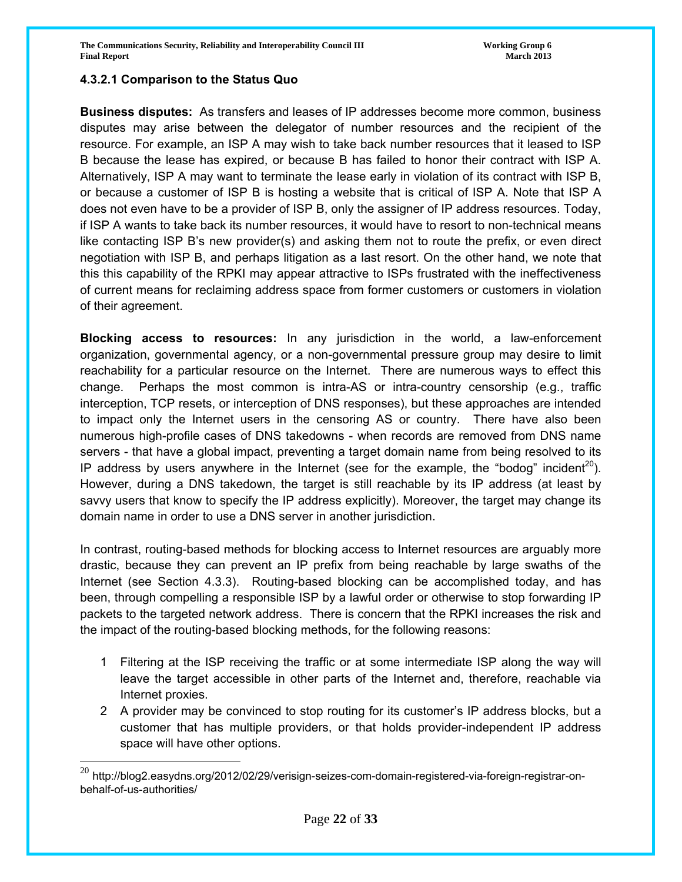#### 4.3.2.1 Comparison to the Status Quo

**Business disputes:** As transfers and leases of IP addresses become more common, business disputes may arise between the delegator of number resources and the recipient of the resource. For example, an ISP A may wish to take back number resources that it leased to ISP B because the lease has expired, or because B has failed to honor their contract with ISP A. Alternatively, ISP A may want to terminate the lease early in violation of its contract with ISP B, or because a customer of ISP B is hosting a website that is critical of ISP A. Note that ISP A does not even have to be a provider of ISP B, only the assigner of IP address resources. Today, if ISP A wants to take back its number resources, it would have to resort to non-technical means like contacting ISP B's new provider(s) and asking them not to route the prefix, or even direct negotiation with ISP B, and perhaps litigation as a last resort. On the other hand, we note that this this capability of the RPKI may appear attractive to ISPs frustrated with the ineffectiveness of current means for reclaiming address space from former customers or customers in violation of their agreement.

**Blocking access to resources:** In any jurisdiction in the world, a law-enforcement organization, governmental agency, or a non-governmental pressure group may desire to limit reachability for a particular resource on the Internet. There are numerous ways to effect this change. Perhaps the most common is intra-AS or intra-country censorship (e.g., traffic interception, TCP resets, or interception of DNS responses), but these approaches are intended to impact only the Internet users in the censoring AS or country. There have also been numerous high-profile cases of DNS takedowns - when records are removed from DNS name servers - that have a global impact, preventing a target domain name from being resolved to its IP address by users anywhere in the Internet (see for the example, the "bodog" incident[20]). However, during a DNS takedown, the target is still reachable by its IP address (at least by savvy users that know to specify the IP address explicitly). Moreover, the target may change its domain name in order to use a DNS server in another jurisdiction.

In contrast, routing-based methods for blocking access to Internet resources are arguably more drastic, because they can prevent an IP prefix from being reachable by large swaths of the Internet (see Section 4.3.3). Routing-based blocking can be accomplished today, and has been, through compelling a responsible ISP by a lawful order or otherwise to stop forwarding IP packets to the targeted network address. There is concern that the RPKI increases the risk and the impact of the routing-based blocking methods, for the following reasons:

1. Filtering at the ISP receiving the traffic or at some intermediate ISP along the way will leave the target accessible in other parts of the Internet and, therefore, reachable via Internet proxies.
2. A provider may be convinced to stop routing for its customer's IP address blocks, but a customer that has multiple providers, or that holds provider-independent IP address space will have other options.

[20] http://blog2.easydns.org/2012/02/29/verisign-seizes-com-domain-registered-via-foreign-registrar-on-behalf-of-us-authorities/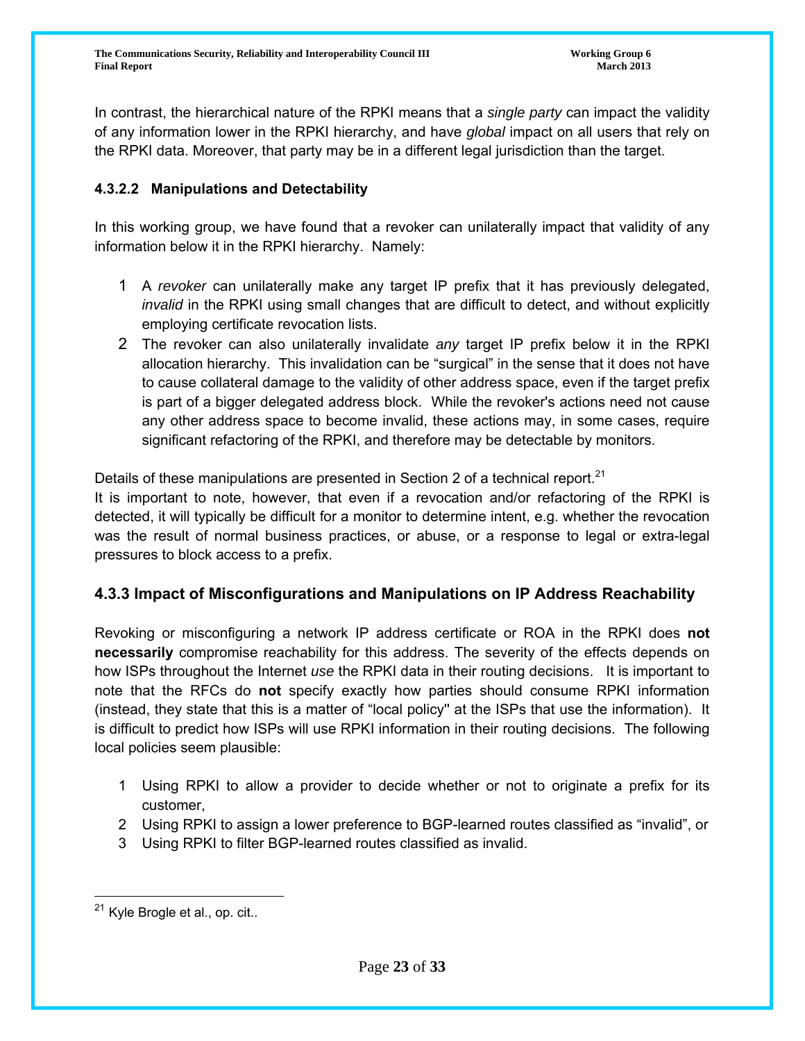In contrast, the hierarchical nature of the RPKI means that a *single party* can impact the validity of any information lower in the RPKI hierarchy, and have *global* impact on all users that rely on the RPKI data. Moreover, that party may be in a different legal jurisdiction than the target.

#### 4.3.2.2 Manipulations and Detectability

In this working group, we have found that a revoker can unilaterally impact that validity of any information below it in the RPKI hierarchy. Namely:

1. A *revoker* can unilaterally make any target IP prefix that it has previously delegated, *invalid* in the RPKI using small changes that are difficult to detect, and without explicitly employing certificate revocation lists.
2. The revoker can also unilaterally invalidate *any* target IP prefix below it in the RPKI allocation hierarchy. This invalidation can be "surgical" in the sense that it does not have to cause collateral damage to the validity of other address space, even if the target prefix is part of a bigger delegated address block. While the revoker's actions need not cause any other address space to become invalid, these actions may, in some cases, require significant refactoring of the RPKI, and therefore may be detectable by monitors.

Details of these manipulations are presented in Section 2 of a technical report.[21]

It is important to note, however, that even if a revocation and/or refactoring of the RPKI is detected, it will typically be difficult for a monitor to determine intent, e.g. whether the revocation was the result of normal business practices, or abuse, or a response to legal or extra-legal pressures to block access to a prefix.

### 4.3.3 Impact of Misconfigurations and Manipulations on IP Address Reachability

Revoking or misconfiguring a network IP address certificate or ROA in the RPKI does **not necessarily** compromise reachability for this address. The severity of the effects depends on how ISPs throughout the Internet *use* the RPKI data in their routing decisions. It is important to note that the RFCs do **not** specify exactly how parties should consume RPKI information (instead, they state that this is a matter of "local policy" at the ISPs that use the information). It is difficult to predict how ISPs will use RPKI information in their routing decisions. The following local policies seem plausible:

1. Using RPKI to allow a provider to decide whether or not to originate a prefix for its customer,
2. Using RPKI to assign a lower preference to BGP-learned routes classified as "invalid", or
3. Using RPKI to filter BGP-learned routes classified as invalid.

---

[21] Kyle Brogle et al., op. cit..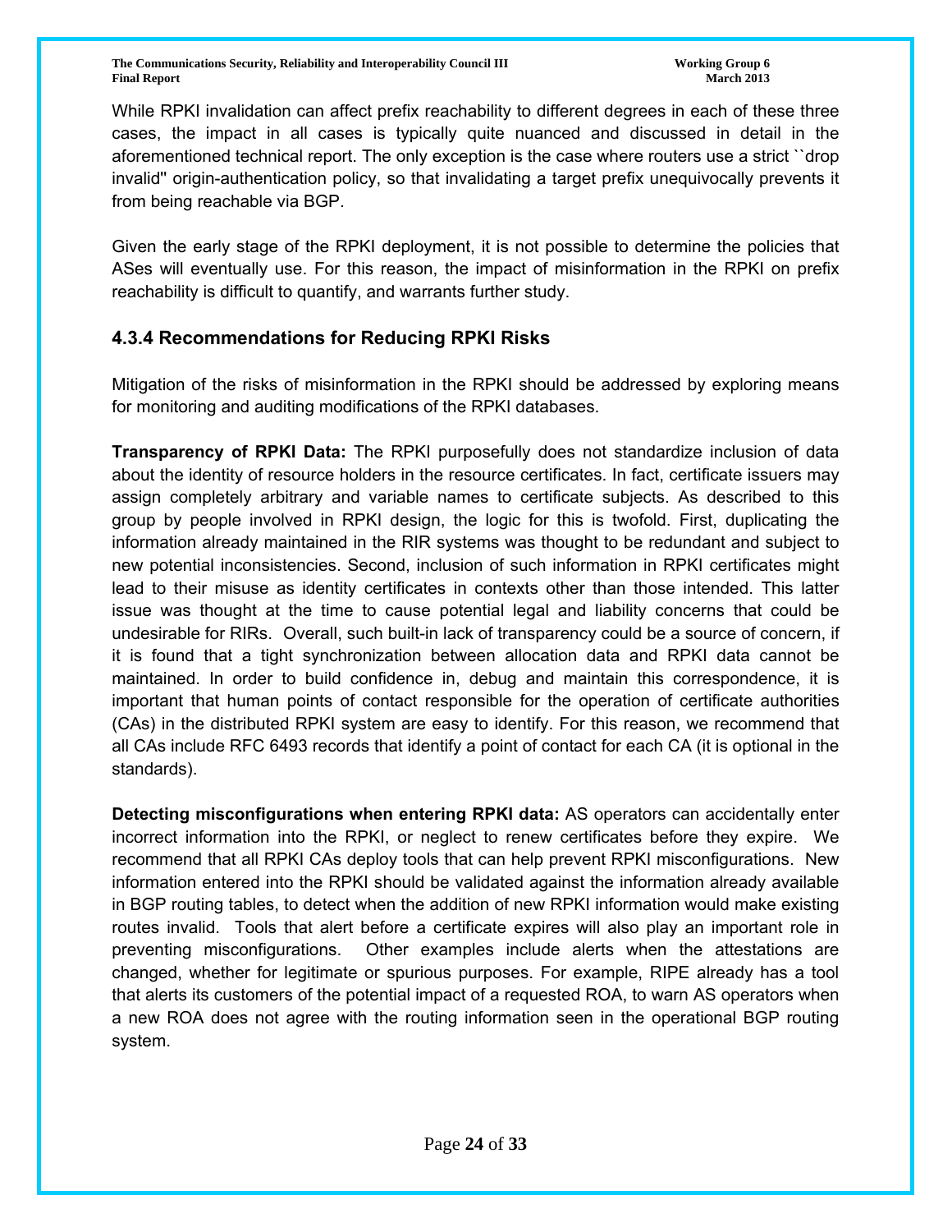While RPKI invalidation can affect prefix reachability to different degrees in each of these three cases, the impact in all cases is typically quite nuanced and discussed in detail in the aforementioned technical report. The only exception is the case where routers use a strict ``drop invalid'' origin-authentication policy, so that invalidating a target prefix unequivocally prevents it from being reachable via BGP.

Given the early stage of the RPKI deployment, it is not possible to determine the policies that ASes will eventually use. For this reason, the impact of misinformation in the RPKI on prefix reachability is difficult to quantify, and warrants further study.

### 4.3.4 Recommendations for Reducing RPKI Risks

Mitigation of the risks of misinformation in the RPKI should be addressed by exploring means for monitoring and auditing modifications of the RPKI databases.

**Transparency of RPKI Data:** The RPKI purposefully does not standardize inclusion of data about the identity of resource holders in the resource certificates. In fact, certificate issuers may assign completely arbitrary and variable names to certificate subjects. As described to this group by people involved in RPKI design, the logic for this is twofold. First, duplicating the information already maintained in the RIR systems was thought to be redundant and subject to new potential inconsistencies. Second, inclusion of such information in RPKI certificates might lead to their misuse as identity certificates in contexts other than those intended. This latter issue was thought at the time to cause potential legal and liability concerns that could be undesirable for RIRs. Overall, such built-in lack of transparency could be a source of concern, if it is found that a tight synchronization between allocation data and RPKI data cannot be maintained. In order to build confidence in, debug and maintain this correspondence, it is important that human points of contact responsible for the operation of certificate authorities (CAs) in the distributed RPKI system are easy to identify. For this reason, we recommend that all CAs include RFC 6493 records that identify a point of contact for each CA (it is optional in the standards).

**Detecting misconfigurations when entering RPKI data:** AS operators can accidentally enter incorrect information into the RPKI, or neglect to renew certificates before they expire. We recommend that all RPKI CAs deploy tools that can help prevent RPKI misconfigurations. New information entered into the RPKI should be validated against the information already available in BGP routing tables, to detect when the addition of new RPKI information would make existing routes invalid. Tools that alert before a certificate expires will also play an important role in preventing misconfigurations. Other examples include alerts when the attestations are changed, whether for legitimate or spurious purposes. For example, RIPE already has a tool that alerts its customers of the potential impact of a requested ROA, to warn AS operators when a new ROA does not agree with the routing information seen in the operational BGP routing system.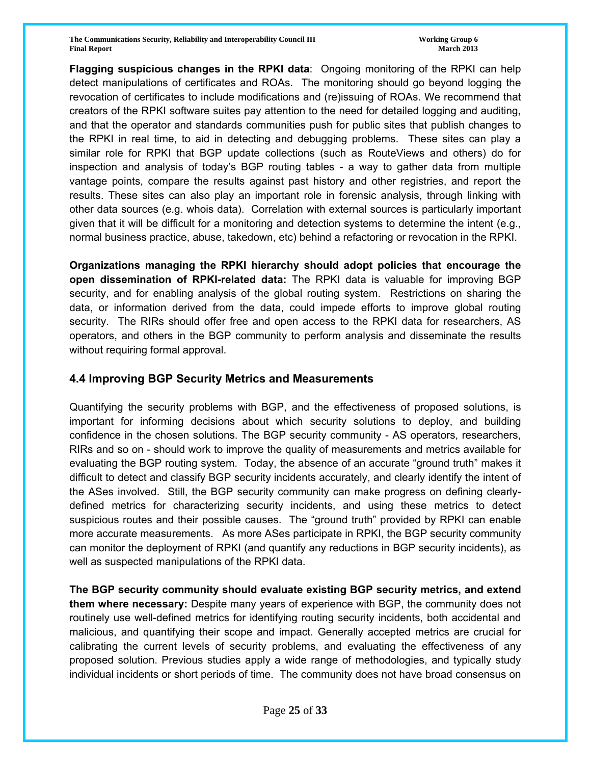**Flagging suspicious changes in the RPKI data**: Ongoing monitoring of the RPKI can help detect manipulations of certificates and ROAs. The monitoring should go beyond logging the revocation of certificates to include modifications and (re)issuing of ROAs. We recommend that creators of the RPKI software suites pay attention to the need for detailed logging and auditing, and that the operator and standards communities push for public sites that publish changes to the RPKI in real time, to aid in detecting and debugging problems. These sites can play a similar role for RPKI that BGP update collections (such as RouteViews and others) do for inspection and analysis of today's BGP routing tables - a way to gather data from multiple vantage points, compare the results against past history and other registries, and report the results. These sites can also play an important role in forensic analysis, through linking with other data sources (e.g. whois data). Correlation with external sources is particularly important given that it will be difficult for a monitoring and detection systems to determine the intent (e.g., normal business practice, abuse, takedown, etc) behind a refactoring or revocation in the RPKI.

**Organizations managing the RPKI hierarchy should adopt policies that encourage the open dissemination of RPKI-related data:** The RPKI data is valuable for improving BGP security, and for enabling analysis of the global routing system. Restrictions on sharing the data, or information derived from the data, could impede efforts to improve global routing security. The RIRs should offer free and open access to the RPKI data for researchers, AS operators, and others in the BGP community to perform analysis and disseminate the results without requiring formal approval.

## 4.4 Improving BGP Security Metrics and Measurements

Quantifying the security problems with BGP, and the effectiveness of proposed solutions, is important for informing decisions about which security solutions to deploy, and building confidence in the chosen solutions. The BGP security community - AS operators, researchers, RIRs and so on - should work to improve the quality of measurements and metrics available for evaluating the BGP routing system. Today, the absence of an accurate "ground truth" makes it difficult to detect and classify BGP security incidents accurately, and clearly identify the intent of the ASes involved. Still, the BGP security community can make progress on defining clearly-defined metrics for characterizing security incidents, and using these metrics to detect suspicious routes and their possible causes. The "ground truth" provided by RPKI can enable more accurate measurements. As more ASes participate in RPKI, the BGP security community can monitor the deployment of RPKI (and quantify any reductions in BGP security incidents), as well as suspected manipulations of the RPKI data.

**The BGP security community should evaluate existing BGP security metrics, and extend them where necessary:** Despite many years of experience with BGP, the community does not routinely use well-defined metrics for identifying routing security incidents, both accidental and malicious, and quantifying their scope and impact. Generally accepted metrics are crucial for calibrating the current levels of security problems, and evaluating the effectiveness of any proposed solution. Previous studies apply a wide range of methodologies, and typically study individual incidents or short periods of time. The community does not have broad consensus on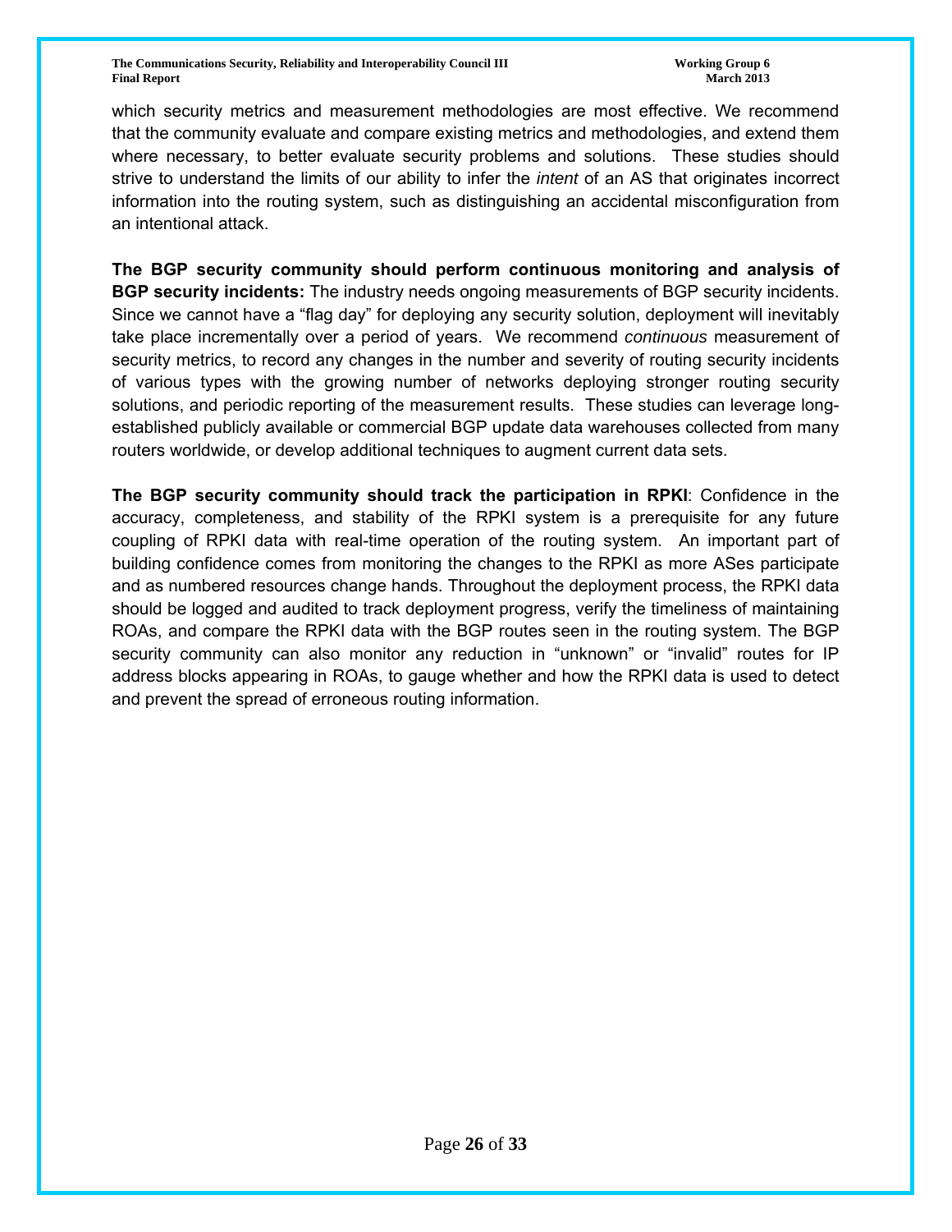which security metrics and measurement methodologies are most effective. We recommend that the community evaluate and compare existing metrics and methodologies, and extend them where necessary, to better evaluate security problems and solutions. These studies should strive to understand the limits of our ability to infer the *intent* of an AS that originates incorrect information into the routing system, such as distinguishing an accidental misconfiguration from an intentional attack.

**The BGP security community should perform continuous monitoring and analysis of BGP security incidents:** The industry needs ongoing measurements of BGP security incidents. Since we cannot have a "flag day" for deploying any security solution, deployment will inevitably take place incrementally over a period of years. We recommend *continuous* measurement of security metrics, to record any changes in the number and severity of routing security incidents of various types with the growing number of networks deploying stronger routing security solutions, and periodic reporting of the measurement results. These studies can leverage long-established publicly available or commercial BGP update data warehouses collected from many routers worldwide, or develop additional techniques to augment current data sets.

**The BGP security community should track the participation in RPKI**: Confidence in the accuracy, completeness, and stability of the RPKI system is a prerequisite for any future coupling of RPKI data with real-time operation of the routing system. An important part of building confidence comes from monitoring the changes to the RPKI as more ASes participate and as numbered resources change hands. Throughout the deployment process, the RPKI data should be logged and audited to track deployment progress, verify the timeliness of maintaining ROAs, and compare the RPKI data with the BGP routes seen in the routing system. The BGP security community can also monitor any reduction in "unknown" or "invalid" routes for IP address blocks appearing in ROAs, to gauge whether and how the RPKI data is used to detect and prevent the spread of erroneous routing information.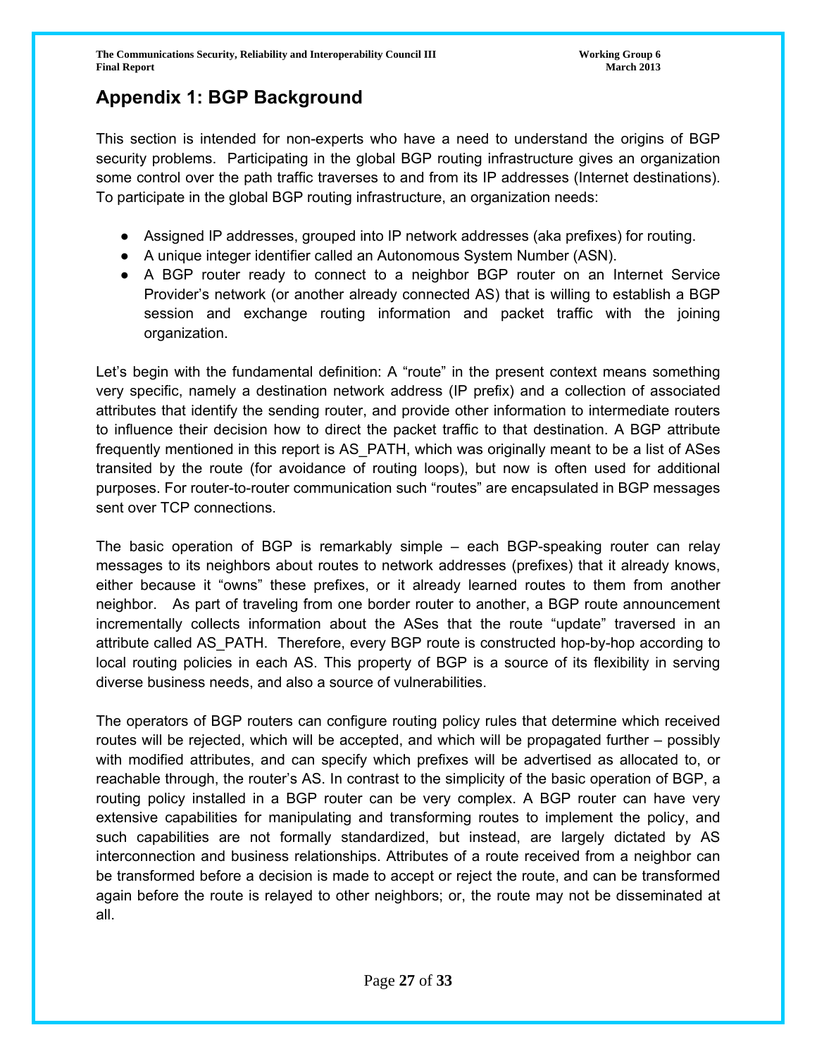# Appendix 1: BGP Background

This section is intended for non-experts who have a need to understand the origins of BGP security problems. Participating in the global BGP routing infrastructure gives an organization some control over the path traffic traverses to and from its IP addresses (Internet destinations). To participate in the global BGP routing infrastructure, an organization needs:

- Assigned IP addresses, grouped into IP network addresses (aka prefixes) for routing.
- A unique integer identifier called an Autonomous System Number (ASN).
- A BGP router ready to connect to a neighbor BGP router on an Internet Service Provider's network (or another already connected AS) that is willing to establish a BGP session and exchange routing information and packet traffic with the joining organization.

Let's begin with the fundamental definition: A "route" in the present context means something very specific, namely a destination network address (IP prefix) and a collection of associated attributes that identify the sending router, and provide other information to intermediate routers to influence their decision how to direct the packet traffic to that destination. A BGP attribute frequently mentioned in this report is AS_PATH, which was originally meant to be a list of ASes transited by the route (for avoidance of routing loops), but now is often used for additional purposes. For router-to-router communication such "routes" are encapsulated in BGP messages sent over TCP connections.

The basic operation of BGP is remarkably simple – each BGP-speaking router can relay messages to its neighbors about routes to network addresses (prefixes) that it already knows, either because it "owns" these prefixes, or it already learned routes to them from another neighbor. As part of traveling from one border router to another, a BGP route announcement incrementally collects information about the ASes that the route "update" traversed in an attribute called AS_PATH. Therefore, every BGP route is constructed hop-by-hop according to local routing policies in each AS. This property of BGP is a source of its flexibility in serving diverse business needs, and also a source of vulnerabilities.

The operators of BGP routers can configure routing policy rules that determine which received routes will be rejected, which will be accepted, and which will be propagated further – possibly with modified attributes, and can specify which prefixes will be advertised as allocated to, or reachable through, the router's AS. In contrast to the simplicity of the basic operation of BGP, a routing policy installed in a BGP router can be very complex. A BGP router can have very extensive capabilities for manipulating and transforming routes to implement the policy, and such capabilities are not formally standardized, but instead, are largely dictated by AS interconnection and business relationships. Attributes of a route received from a neighbor can be transformed before a decision is made to accept or reject the route, and can be transformed again before the route is relayed to other neighbors; or, the route may not be disseminated at all.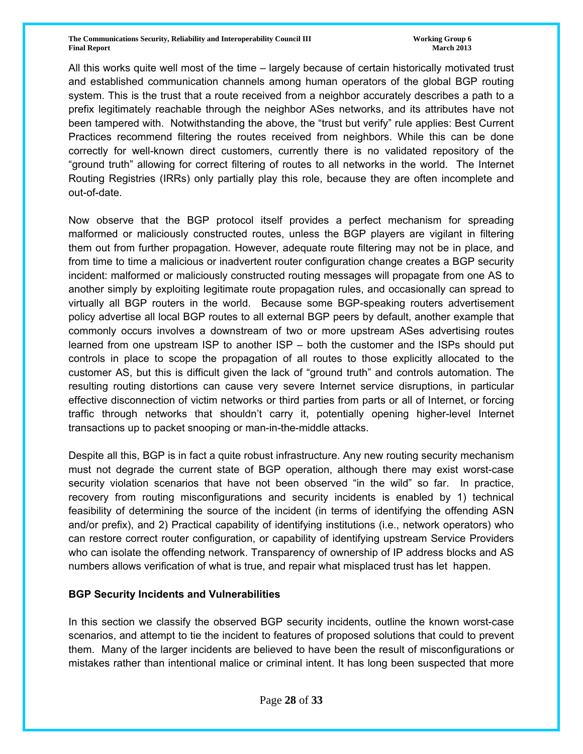All this works quite well most of the time – largely because of certain historically motivated trust and established communication channels among human operators of the global BGP routing system. This is the trust that a route received from a neighbor accurately describes a path to a prefix legitimately reachable through the neighbor ASes networks, and its attributes have not been tampered with. Notwithstanding the above, the "trust but verify" rule applies: Best Current Practices recommend filtering the routes received from neighbors. While this can be done correctly for well-known direct customers, currently there is no validated repository of the "ground truth" allowing for correct filtering of routes to all networks in the world. The Internet Routing Registries (IRRs) only partially play this role, because they are often incomplete and out-of-date.

Now observe that the BGP protocol itself provides a perfect mechanism for spreading malformed or maliciously constructed routes, unless the BGP players are vigilant in filtering them out from further propagation. However, adequate route filtering may not be in place, and from time to time a malicious or inadvertent router configuration change creates a BGP security incident: malformed or maliciously constructed routing messages will propagate from one AS to another simply by exploiting legitimate route propagation rules, and occasionally can spread to virtually all BGP routers in the world. Because some BGP-speaking routers advertisement policy advertise all local BGP routes to all external BGP peers by default, another example that commonly occurs involves a downstream of two or more upstream ASes advertising routes learned from one upstream ISP to another ISP – both the customer and the ISPs should put controls in place to scope the propagation of all routes to those explicitly allocated to the customer AS, but this is difficult given the lack of "ground truth" and controls automation. The resulting routing distortions can cause very severe Internet service disruptions, in particular effective disconnection of victim networks or third parties from parts or all of Internet, or forcing traffic through networks that shouldn't carry it, potentially opening higher-level Internet transactions up to packet snooping or man-in-the-middle attacks.

Despite all this, BGP is in fact a quite robust infrastructure. Any new routing security mechanism must not degrade the current state of BGP operation, although there may exist worst-case security violation scenarios that have not been observed "in the wild" so far. In practice, recovery from routing misconfigurations and security incidents is enabled by 1) technical feasibility of determining the source of the incident (in terms of identifying the offending ASN and/or prefix), and 2) Practical capability of identifying institutions (i.e., network operators) who can restore correct router configuration, or capability of identifying upstream Service Providers who can isolate the offending network. Transparency of ownership of IP address blocks and AS numbers allows verification of what is true, and repair what misplaced trust has let happen.

**BGP Security Incidents and Vulnerabilities**

In this section we classify the observed BGP security incidents, outline the known worst-case scenarios, and attempt to tie the incident to features of proposed solutions that could to prevent them. Many of the larger incidents are believed to have been the result of misconfigurations or mistakes rather than intentional malice or criminal intent. It has long been suspected that more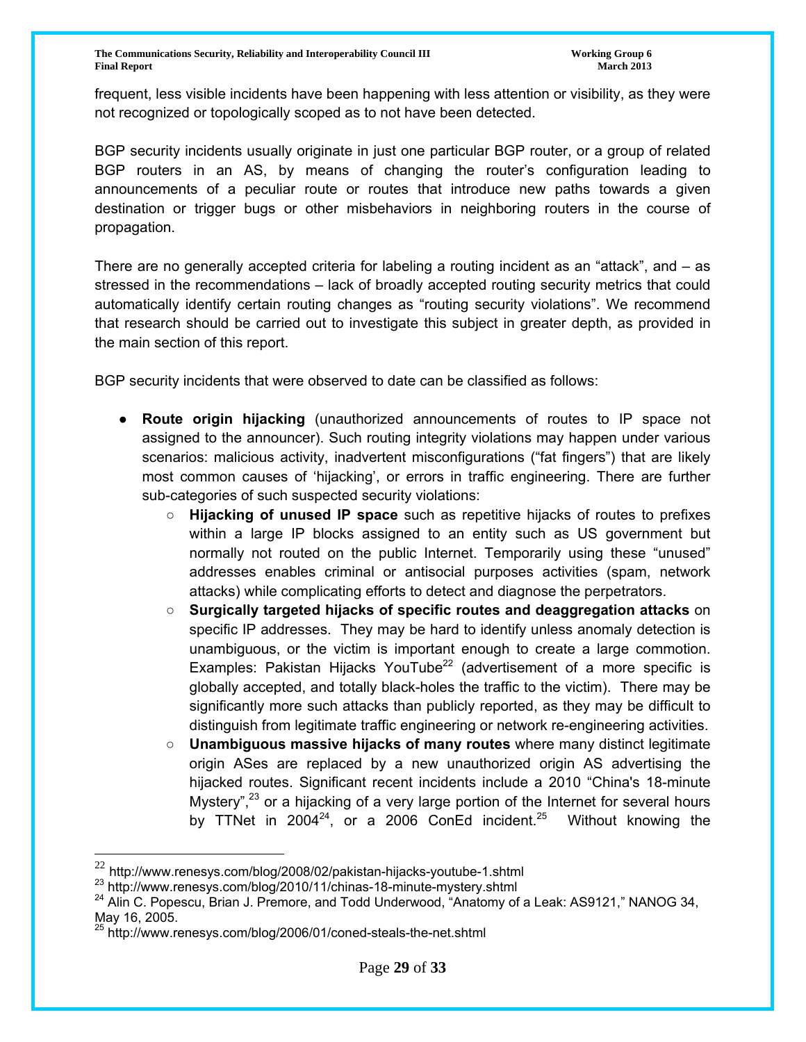frequent, less visible incidents have been happening with less attention or visibility, as they were not recognized or topologically scoped as to not have been detected.

BGP security incidents usually originate in just one particular BGP router, or a group of related BGP routers in an AS, by means of changing the router's configuration leading to announcements of a peculiar route or routes that introduce new paths towards a given destination or trigger bugs or other misbehaviors in neighboring routers in the course of propagation.

There are no generally accepted criteria for labeling a routing incident as an "attack", and – as stressed in the recommendations – lack of broadly accepted routing security metrics that could automatically identify certain routing changes as "routing security violations". We recommend that research should be carried out to investigate this subject in greater depth, as provided in the main section of this report.

BGP security incidents that were observed to date can be classified as follows:

- **Route origin hijacking** (unauthorized announcements of routes to IP space not assigned to the announcer). Such routing integrity violations may happen under various scenarios: malicious activity, inadvertent misconfigurations ("fat fingers") that are likely most common causes of 'hijacking', or errors in traffic engineering. There are further sub-categories of such suspected security violations:
  - **Hijacking of unused IP space** such as repetitive hijacks of routes to prefixes within a large IP blocks assigned to an entity such as US government but normally not routed on the public Internet. Temporarily using these "unused" addresses enables criminal or antisocial purposes activities (spam, network attacks) while complicating efforts to detect and diagnose the perpetrators.
  - **Surgically targeted hijacks of specific routes and deaggregation attacks** on specific IP addresses. They may be hard to identify unless anomaly detection is unambiguous, or the victim is important enough to create a large commotion. Examples: Pakistan Hijacks YouTube[22] (advertisement of a more specific is globally accepted, and totally black-holes the traffic to the victim). There may be significantly more such attacks than publicly reported, as they may be difficult to distinguish from legitimate traffic engineering or network re-engineering activities.
  - **Unambiguous massive hijacks of many routes** where many distinct legitimate origin ASes are replaced by a new unauthorized origin AS advertising the hijacked routes. Significant recent incidents include a 2010 "China's 18-minute Mystery",[23] or a hijacking of a very large portion of the Internet for several hours by TTNet in 2004[24], or a 2006 ConEd incident.[25] Without knowing the

---

[22] http://www.renesys.com/blog/2008/02/pakistan-hijacks-youtube-1.shtml

[23] http://www.renesys.com/blog/2010/11/chinas-18-minute-mystery.shtml

[24] Alin C. Popescu, Brian J. Premore, and Todd Underwood, "Anatomy of a Leak: AS9121," NANOG 34, May 16, 2005.

[25] http://www.renesys.com/blog/2006/01/coned-steals-the-net.shtml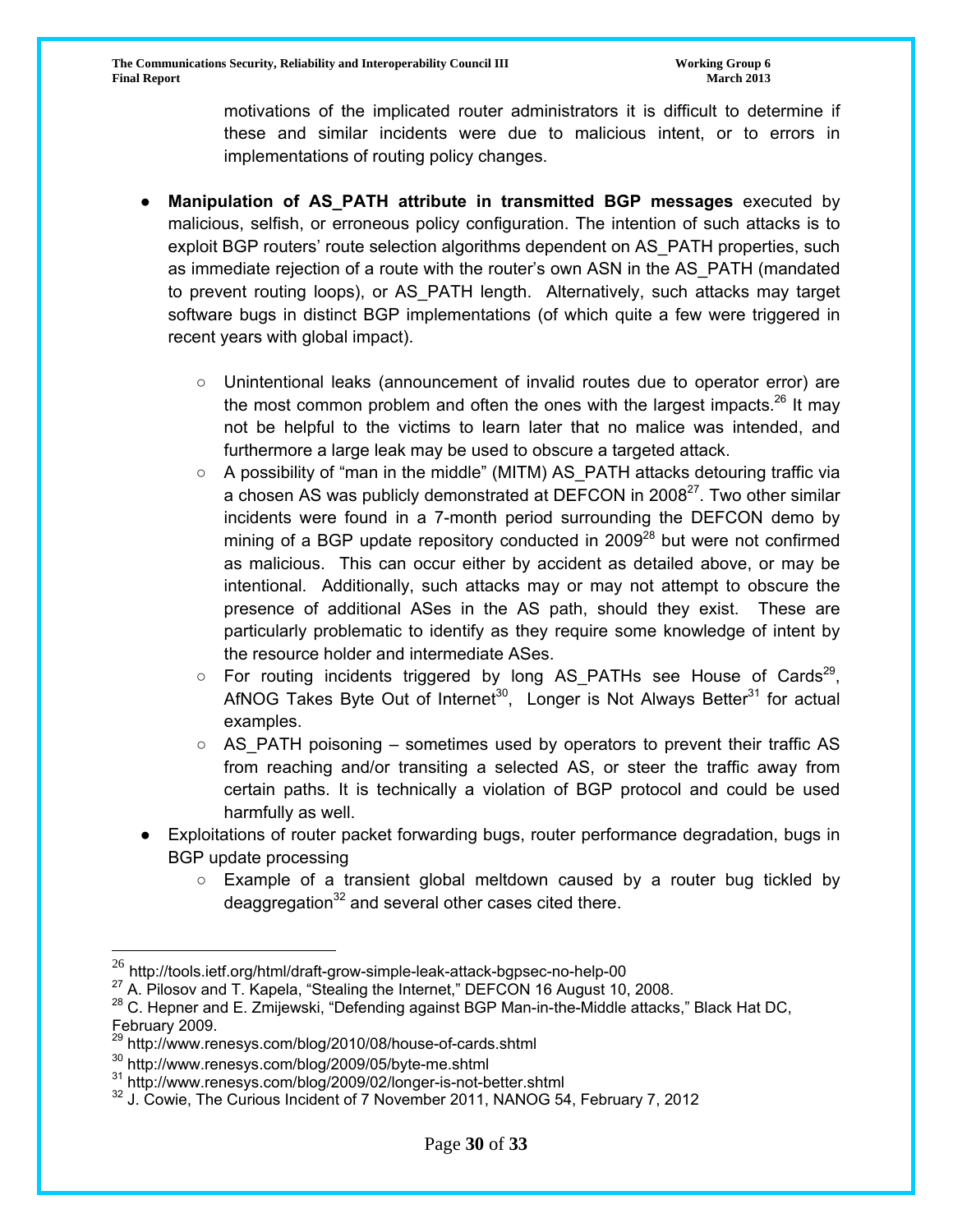motivations of the implicated router administrators it is difficult to determine if these and similar incidents were due to malicious intent, or to errors in implementations of routing policy changes.

- **Manipulation of AS_PATH attribute in transmitted BGP messages** executed by malicious, selfish, or erroneous policy configuration. The intention of such attacks is to exploit BGP routers' route selection algorithms dependent on AS_PATH properties, such as immediate rejection of a route with the router's own ASN in the AS_PATH (mandated to prevent routing loops), or AS_PATH length. Alternatively, such attacks may target software bugs in distinct BGP implementations (of which quite a few were triggered in recent years with global impact).
  - Unintentional leaks (announcement of invalid routes due to operator error) are the most common problem and often the ones with the largest impacts.[26] It may not be helpful to the victims to learn later that no malice was intended, and furthermore a large leak may be used to obscure a targeted attack.
  - A possibility of "man in the middle" (MITM) AS_PATH attacks detouring traffic via a chosen AS was publicly demonstrated at DEFCON in 2008[27]. Two other similar incidents were found in a 7-month period surrounding the DEFCON demo by mining of a BGP update repository conducted in 2009[28] but were not confirmed as malicious. This can occur either by accident as detailed above, or may be intentional. Additionally, such attacks may or may not attempt to obscure the presence of additional ASes in the AS path, should they exist. These are particularly problematic to identify as they require some knowledge of intent by the resource holder and intermediate ASes.
  - For routing incidents triggered by long AS_PATHs see House of Cards[29], AfNOG Takes Byte Out of Internet[30], Longer is Not Always Better[31] for actual examples.
  - AS_PATH poisoning – sometimes used by operators to prevent their traffic AS from reaching and/or transiting a selected AS, or steer the traffic away from certain paths. It is technically a violation of BGP protocol and could be used harmfully as well.
- Exploitations of router packet forwarding bugs, router performance degradation, bugs in BGP update processing
  - Example of a transient global meltdown caused by a router bug tickled by deaggregation[32] and several other cases cited there.

---

[26] http://tools.ietf.org/html/draft-grow-simple-leak-attack-bgpsec-no-help-00

[27] A. Pilosov and T. Kapela, "Stealing the Internet," DEFCON 16 August 10, 2008.

[28] C. Hepner and E. Zmijewski, "Defending against BGP Man-in-the-Middle attacks," Black Hat DC, February 2009.

[29] http://www.renesys.com/blog/2010/08/house-of-cards.shtml

[30] http://www.renesys.com/blog/2009/05/byte-me.shtml

[31] http://www.renesys.com/blog/2009/02/longer-is-not-better.shtml

[32] J. Cowie, The Curious Incident of 7 November 2011, NANOG 54, February 7, 2012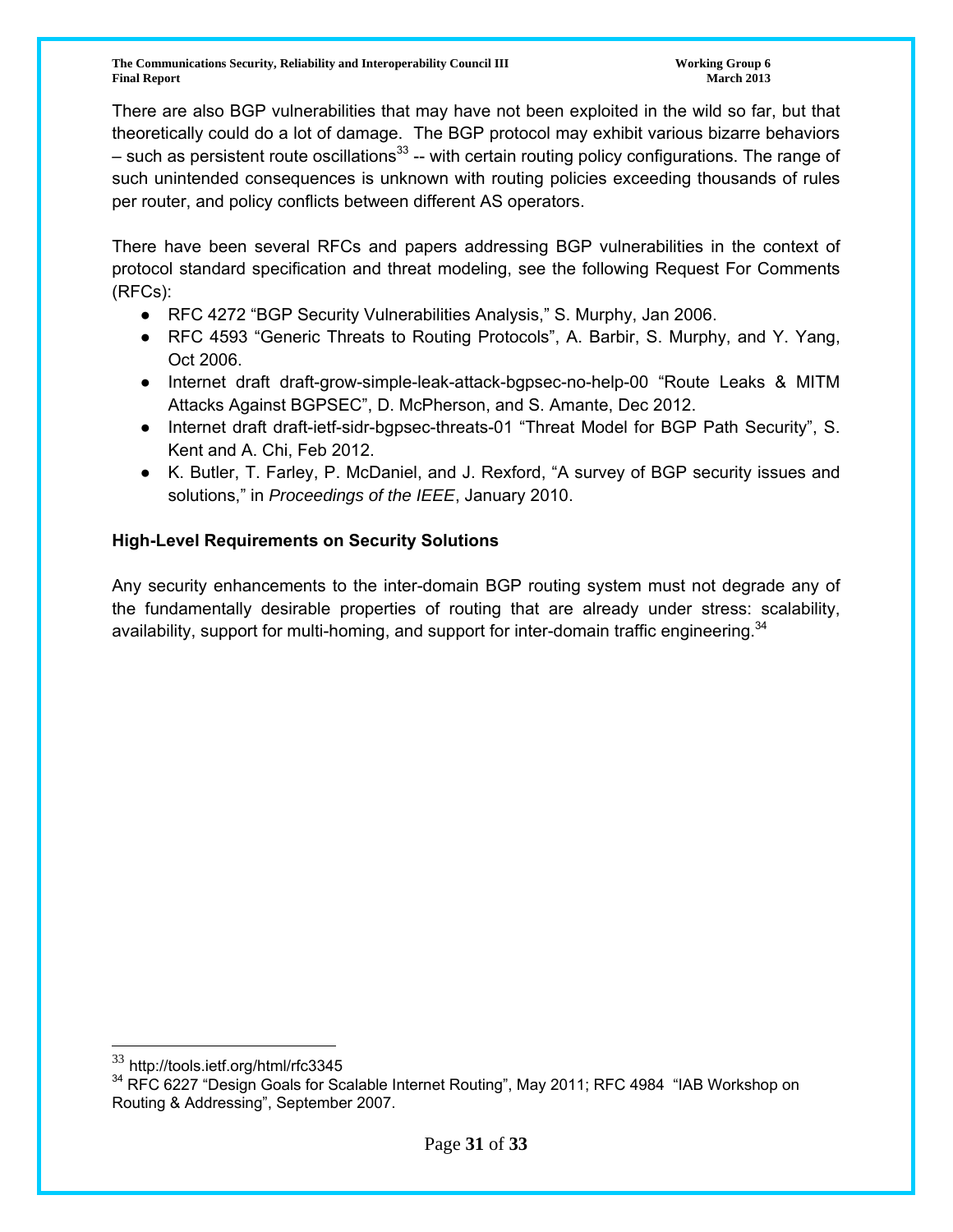There are also BGP vulnerabilities that may have not been exploited in the wild so far, but that theoretically could do a lot of damage. The BGP protocol may exhibit various bizarre behaviors – such as persistent route oscillations[33] -- with certain routing policy configurations. The range of such unintended consequences is unknown with routing policies exceeding thousands of rules per router, and policy conflicts between different AS operators.

There have been several RFCs and papers addressing BGP vulnerabilities in the context of protocol standard specification and threat modeling, see the following Request For Comments (RFCs):

- RFC 4272 "BGP Security Vulnerabilities Analysis," S. Murphy, Jan 2006.
- RFC 4593 "Generic Threats to Routing Protocols", A. Barbir, S. Murphy, and Y. Yang, Oct 2006.
- Internet draft draft-grow-simple-leak-attack-bgpsec-no-help-00 "Route Leaks & MITM Attacks Against BGPSEC", D. McPherson, and S. Amante, Dec 2012.
- Internet draft draft-ietf-sidr-bgpsec-threats-01 "Threat Model for BGP Path Security", S. Kent and A. Chi, Feb 2012.
- K. Butler, T. Farley, P. McDaniel, and J. Rexford, "A survey of BGP security issues and solutions," in *Proceedings of the IEEE*, January 2010.

**High-Level Requirements on Security Solutions**

Any security enhancements to the inter-domain BGP routing system must not degrade any of the fundamentally desirable properties of routing that are already under stress: scalability, availability, support for multi-homing, and support for inter-domain traffic engineering.[34]

---

[33] http://tools.ietf.org/html/rfc3345

[34] RFC 6227 "Design Goals for Scalable Internet Routing", May 2011; RFC 4984 "IAB Workshop on Routing & Addressing", September 2007.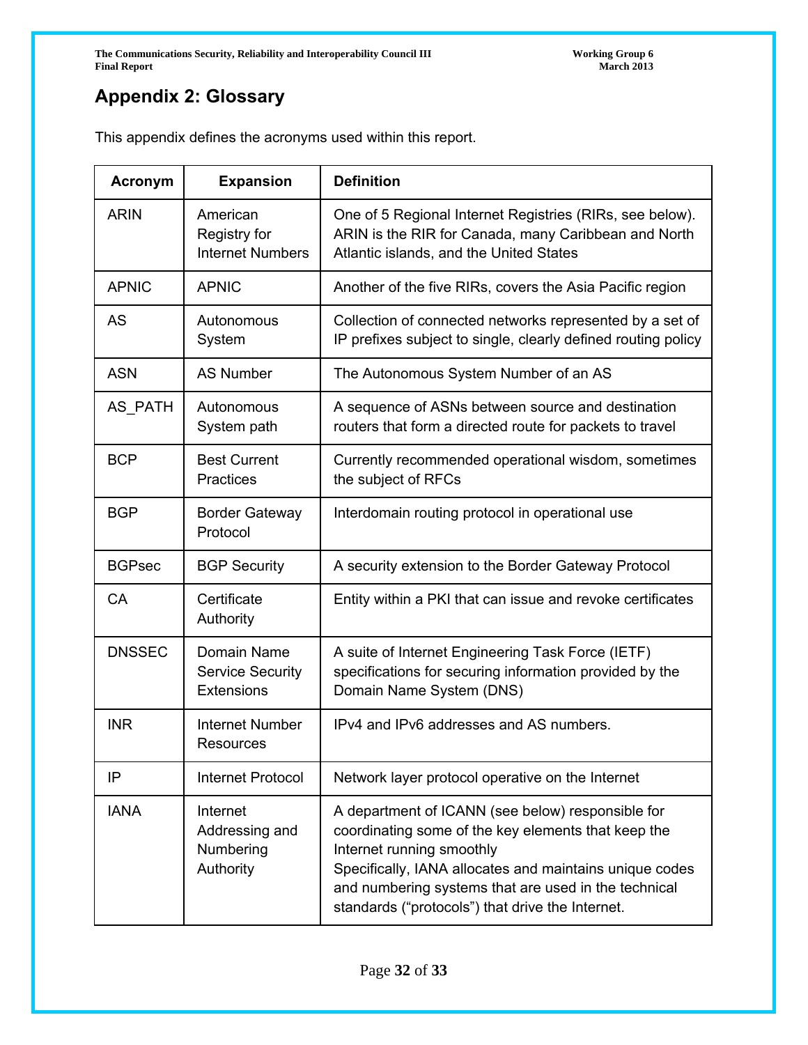## Appendix 2: Glossary

This appendix defines the acronyms used within this report.

| Acronym | Expansion | Definition |
|---|---|---|
| ARIN | American Registry for Internet Numbers | One of 5 Regional Internet Registries (RIRs, see below). ARIN is the RIR for Canada, many Caribbean and North Atlantic islands, and the United States |
| APNIC | APNIC | Another of the five RIRs, covers the Asia Pacific region |
| AS | Autonomous System | Collection of connected networks represented by a set of IP prefixes subject to single, clearly defined routing policy |
| ASN | AS Number | The Autonomous System Number of an AS |
| AS_PATH | Autonomous System path | A sequence of ASNs between source and destination routers that form a directed route for packets to travel |
| BCP | Best Current Practices | Currently recommended operational wisdom, sometimes the subject of RFCs |
| BGP | Border Gateway Protocol | Interdomain routing protocol in operational use |
| BGPsec | BGP Security | A security extension to the Border Gateway Protocol |
| CA | Certificate Authority | Entity within a PKI that can issue and revoke certificates |
| DNSSEC | Domain Name Service Security Extensions | A suite of Internet Engineering Task Force (IETF) specifications for securing information provided by the Domain Name System (DNS) |
| INR | Internet Number Resources | IPv4 and IPv6 addresses and AS numbers. |
| IP | Internet Protocol | Network layer protocol operative on the Internet |
| IANA | Internet Addressing and Numbering Authority | A department of ICANN (see below) responsible for coordinating some of the key elements that keep the Internet running smoothly<br>Specifically, IANA allocates and maintains unique codes and numbering systems that are used in the technical standards (“protocols”) that drive the Internet. |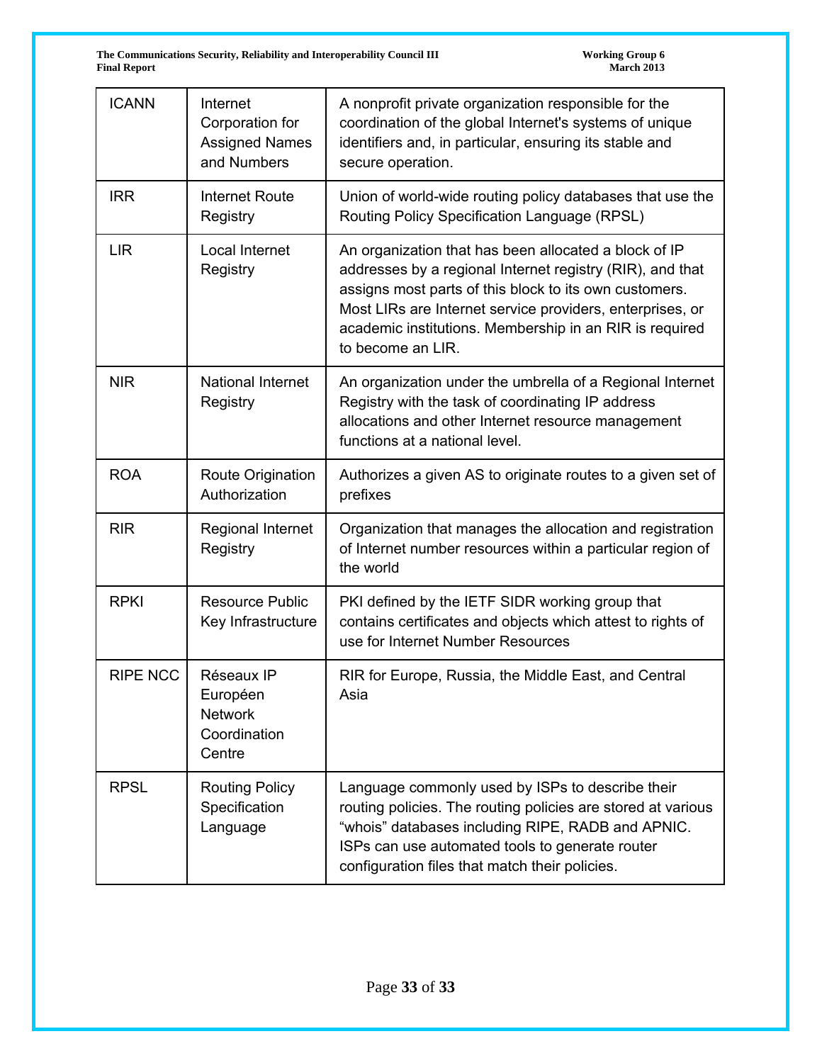| | | |
|---|---|---|
| ICANN | Internet Corporation for Assigned Names and Numbers | A nonprofit private organization responsible for the coordination of the global Internet's systems of unique identifiers and, in particular, ensuring its stable and secure operation. |
| IRR | Internet Route Registry | Union of world-wide routing policy databases that use the Routing Policy Specification Language (RPSL) |
| LIR | Local Internet Registry | An organization that has been allocated a block of IP addresses by a regional Internet registry (RIR), and that assigns most parts of this block to its own customers. Most LIRs are Internet service providers, enterprises, or academic institutions. Membership in an RIR is required to become an LIR. |
| NIR | National Internet Registry | An organization under the umbrella of a Regional Internet Registry with the task of coordinating IP address allocations and other Internet resource management functions at a national level. |
| ROA | Route Origination Authorization | Authorizes a given AS to originate routes to a given set of prefixes |
| RIR | Regional Internet Registry | Organization that manages the allocation and registration of Internet number resources within a particular region of the world |
| RPKI | Resource Public Key Infrastructure | PKI defined by the IETF SIDR working group that contains certificates and objects which attest to rights of use for Internet Number Resources |
| RIPE NCC | Réseaux IP Européen Network Coordination Centre | RIR for Europe, Russia, the Middle East, and Central Asia |
| RPSL | Routing Policy Specification Language | Language commonly used by ISPs to describe their routing policies. The routing policies are stored at various "whois" databases including RIPE, RADB and APNIC. ISPs can use automated tools to generate router configuration files that match their policies. |